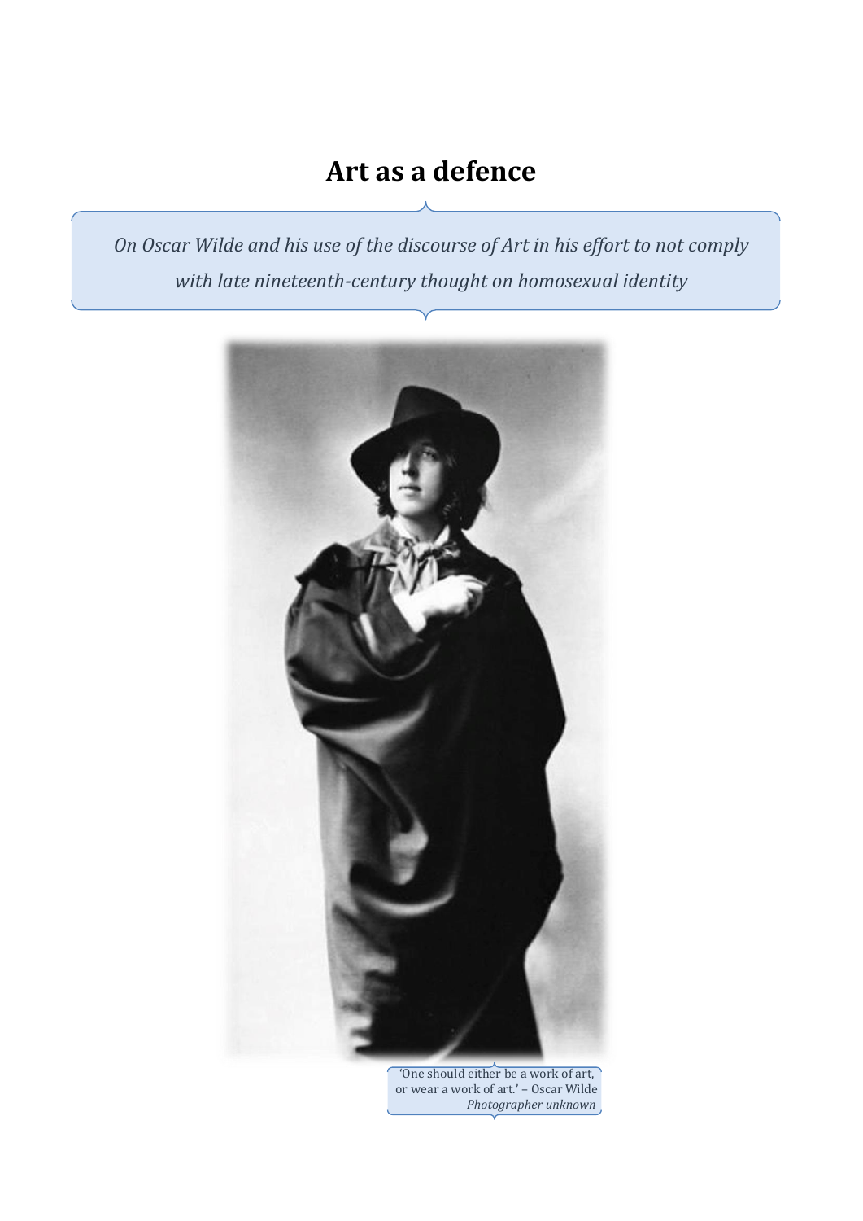# Art as a defence

*On Oscar Wilde and his use of the discourse of Art in his effort to not comply with late nineteenth-century thought on homosexual identity*

'One should either be a work of art, or wear a work of art.' – Oscar Wilde
*Photographer unknown*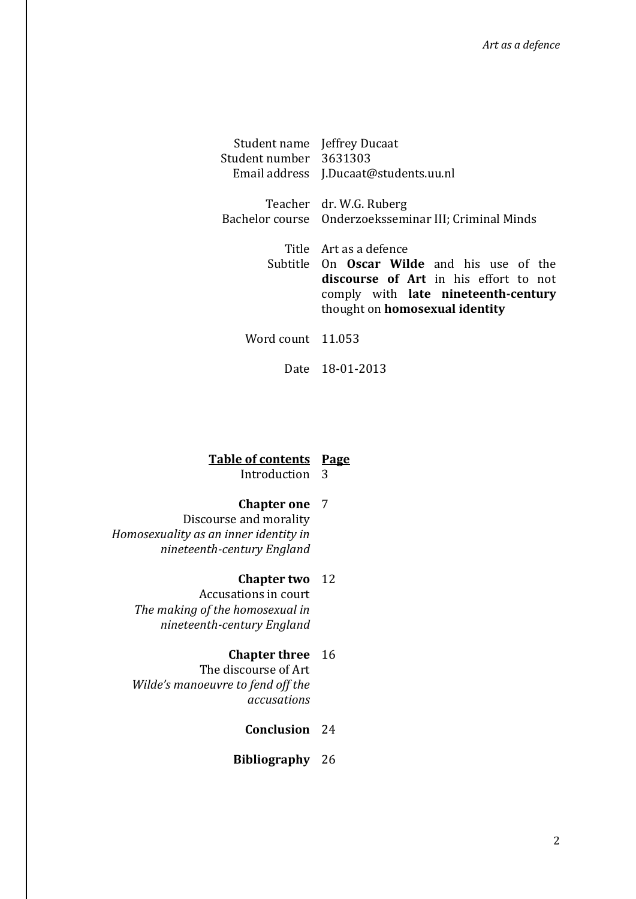| | |
|---|---|
| Student name | Jeffrey Ducaat |
| Student number | 3631303 |
| Email address | J.Ducaat@students.uu.nl |
| | |
| Teacher | dr. W.G. Ruberg |
| Bachelor course | Onderzoeksseminar III; Criminal Minds |
| | |
| Title | Art as a defence |
| Subtitle | On **Oscar Wilde** and his use of the **discourse of Art** in his effort to not comply with **late nineteenth-century** thought on **homosexual identity** |
| | |
| Word count | 11.053 |
| | |
| Date | 18-01-2013 |

| **Table of contents** | **Page** |
|---|---|
| Introduction | 3 |
| **Chapter one**<br>Discourse and morality<br>*Homosexuality as an inner identity in nineteenth-century England* | 7 |
| **Chapter two**<br>Accusations in court<br>*The making of the homosexual in nineteenth-century England* | 12 |
| **Chapter three**<br>The discourse of Art<br>*Wilde's manoeuvre to fend off the accusations* | 16 |
| **Conclusion** | 24 |
| **Bibliography** | 26 |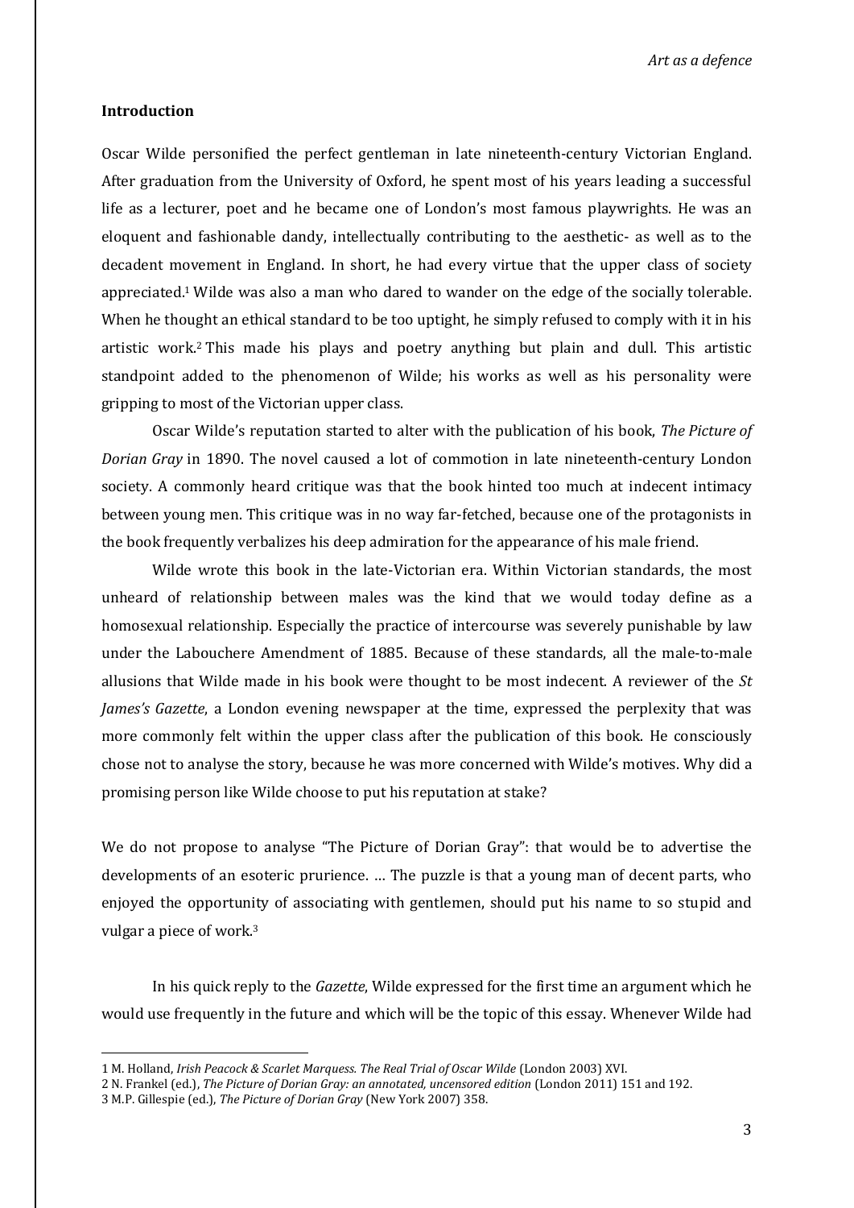## Introduction

Oscar Wilde personified the perfect gentleman in late nineteenth-century Victorian England. After graduation from the University of Oxford, he spent most of his years leading a successful life as a lecturer, poet and he became one of London's most famous playwrights. He was an eloquent and fashionable dandy, intellectually contributing to the aesthetic- as well as to the decadent movement in England. In short, he had every virtue that the upper class of society appreciated.[1] Wilde was also a man who dared to wander on the edge of the socially tolerable. When he thought an ethical standard to be too uptight, he simply refused to comply with it in his artistic work.[2] This made his plays and poetry anything but plain and dull. This artistic standpoint added to the phenomenon of Wilde; his works as well as his personality were gripping to most of the Victorian upper class.

Oscar Wilde's reputation started to alter with the publication of his book, *The Picture of Dorian Gray* in 1890. The novel caused a lot of commotion in late nineteenth-century London society. A commonly heard critique was that the book hinted too much at indecent intimacy between young men. This critique was in no way far-fetched, because one of the protagonists in the book frequently verbalizes his deep admiration for the appearance of his male friend.

Wilde wrote this book in the late-Victorian era. Within Victorian standards, the most unheard of relationship between males was the kind that we would today define as a homosexual relationship. Especially the practice of intercourse was severely punishable by law under the Labouchere Amendment of 1885. Because of these standards, all the male-to-male allusions that Wilde made in his book were thought to be most indecent. A reviewer of the *St James's Gazette*, a London evening newspaper at the time, expressed the perplexity that was more commonly felt within the upper class after the publication of this book. He consciously chose not to analyse the story, because he was more concerned with Wilde's motives. Why did a promising person like Wilde choose to put his reputation at stake?

We do not propose to analyse "The Picture of Dorian Gray": that would be to advertise the developments of an esoteric prurience. … The puzzle is that a young man of decent parts, who enjoyed the opportunity of associating with gentlemen, should put his name to so stupid and vulgar a piece of work.[3]

In his quick reply to the *Gazette*, Wilde expressed for the first time an argument which he would use frequently in the future and which will be the topic of this essay. Whenever Wilde had

---

1 M. Holland, *Irish Peacock & Scarlet Marquess. The Real Trial of Oscar Wilde* (London 2003) XVI.

2 N. Frankel (ed.), *The Picture of Dorian Gray: an annotated, uncensored edition* (London 2011) 151 and 192.

3 M.P. Gillespie (ed.), *The Picture of Dorian Gray* (New York 2007) 358.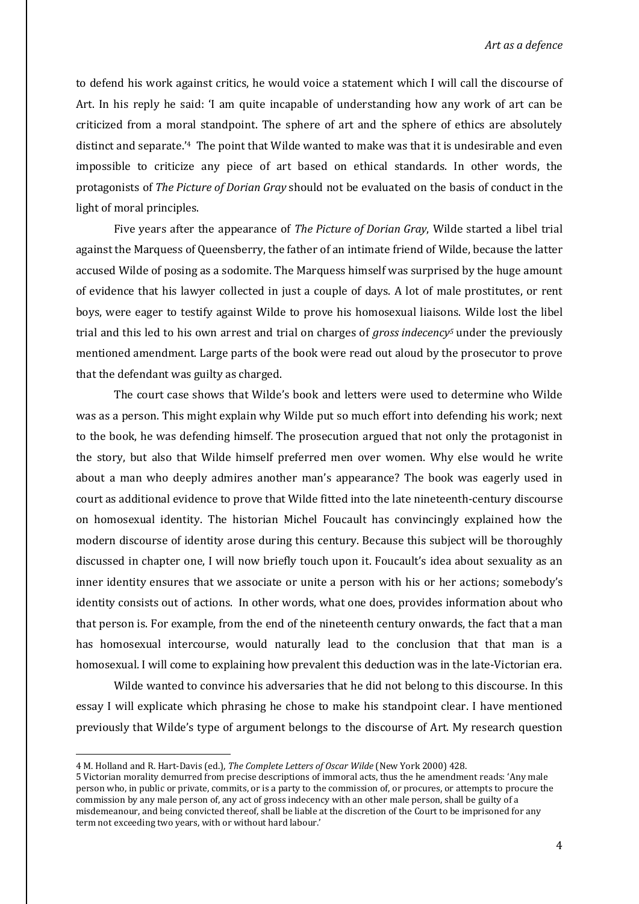to defend his work against critics, he would voice a statement which I will call the discourse of Art. In his reply he said: 'I am quite incapable of understanding how any work of art can be criticized from a moral standpoint. The sphere of art and the sphere of ethics are absolutely distinct and separate.'[4] The point that Wilde wanted to make was that it is undesirable and even impossible to criticize any piece of art based on ethical standards. In other words, the protagonists of *The Picture of Dorian Gray* should not be evaluated on the basis of conduct in the light of moral principles.

Five years after the appearance of *The Picture of Dorian Gray*, Wilde started a libel trial against the Marquess of Queensberry, the father of an intimate friend of Wilde, because the latter accused Wilde of posing as a sodomite. The Marquess himself was surprised by the huge amount of evidence that his lawyer collected in just a couple of days. A lot of male prostitutes, or rent boys, were eager to testify against Wilde to prove his homosexual liaisons. Wilde lost the libel trial and this led to his own arrest and trial on charges of *gross indecency*[5] under the previously mentioned amendment. Large parts of the book were read out aloud by the prosecutor to prove that the defendant was guilty as charged.

The court case shows that Wilde's book and letters were used to determine who Wilde was as a person. This might explain why Wilde put so much effort into defending his work; next to the book, he was defending himself. The prosecution argued that not only the protagonist in the story, but also that Wilde himself preferred men over women. Why else would he write about a man who deeply admires another man's appearance? The book was eagerly used in court as additional evidence to prove that Wilde fitted into the late nineteenth-century discourse on homosexual identity. The historian Michel Foucault has convincingly explained how the modern discourse of identity arose during this century. Because this subject will be thoroughly discussed in chapter one, I will now briefly touch upon it. Foucault's idea about sexuality as an inner identity ensures that we associate or unite a person with his or her actions; somebody's identity consists out of actions. In other words, what one does, provides information about who that person is. For example, from the end of the nineteenth century onwards, the fact that a man has homosexual intercourse, would naturally lead to the conclusion that that man is a homosexual. I will come to explaining how prevalent this deduction was in the late-Victorian era.

Wilde wanted to convince his adversaries that he did not belong to this discourse. In this essay I will explicate which phrasing he chose to make his standpoint clear. I have mentioned previously that Wilde's type of argument belongs to the discourse of Art. My research question

---

4 M. Holland and R. Hart-Davis (ed.), *The Complete Letters of Oscar Wilde* (New York 2000) 428.

5 Victorian morality demurred from precise descriptions of immoral acts, thus the he amendment reads: 'Any male person who, in public or private, commits, or is a party to the commission of, or procures, or attempts to procure the commission by any male person of, any act of gross indecency with an other male person, shall be guilty of a misdemeanour, and being convicted thereof, shall be liable at the discretion of the Court to be imprisoned for any term not exceeding two years, with or without hard labour.'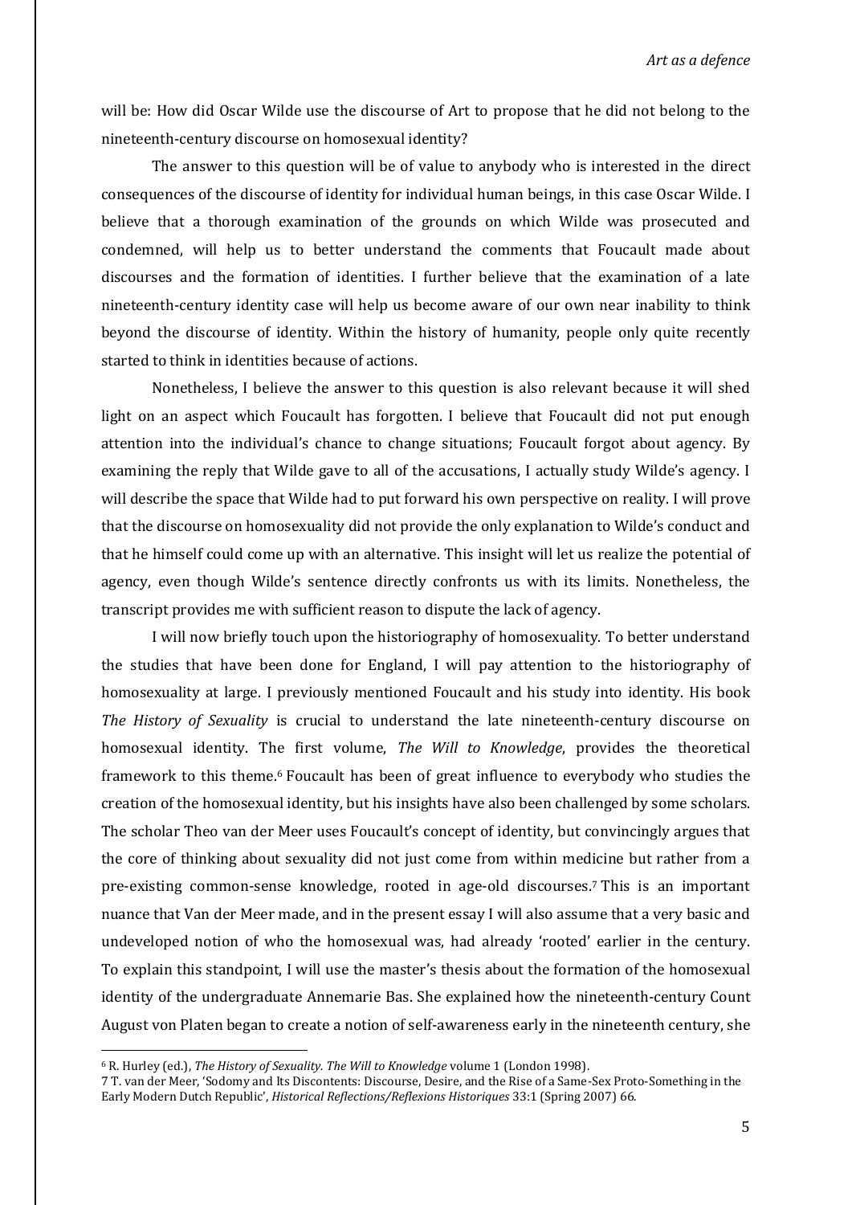will be: How did Oscar Wilde use the discourse of Art to propose that he did not belong to the nineteenth-century discourse on homosexual identity?

The answer to this question will be of value to anybody who is interested in the direct consequences of the discourse of identity for individual human beings, in this case Oscar Wilde. I believe that a thorough examination of the grounds on which Wilde was prosecuted and condemned, will help us to better understand the comments that Foucault made about discourses and the formation of identities. I further believe that the examination of a late nineteenth-century identity case will help us become aware of our own near inability to think beyond the discourse of identity. Within the history of humanity, people only quite recently started to think in identities because of actions.

Nonetheless, I believe the answer to this question is also relevant because it will shed light on an aspect which Foucault has forgotten. I believe that Foucault did not put enough attention into the individual's chance to change situations; Foucault forgot about agency. By examining the reply that Wilde gave to all of the accusations, I actually study Wilde's agency. I will describe the space that Wilde had to put forward his own perspective on reality. I will prove that the discourse on homosexuality did not provide the only explanation to Wilde's conduct and that he himself could come up with an alternative. This insight will let us realize the potential of agency, even though Wilde's sentence directly confronts us with its limits. Nonetheless, the transcript provides me with sufficient reason to dispute the lack of agency.

I will now briefly touch upon the historiography of homosexuality. To better understand the studies that have been done for England, I will pay attention to the historiography of homosexuality at large. I previously mentioned Foucault and his study into identity. His book *The History of Sexuality* is crucial to understand the late nineteenth-century discourse on homosexual identity. The first volume, *The Will to Knowledge*, provides the theoretical framework to this theme.[6] Foucault has been of great influence to everybody who studies the creation of the homosexual identity, but his insights have also been challenged by some scholars. The scholar Theo van der Meer uses Foucault's concept of identity, but convincingly argues that the core of thinking about sexuality did not just come from within medicine but rather from a pre-existing common-sense knowledge, rooted in age-old discourses.[7] This is an important nuance that Van der Meer made, and in the present essay I will also assume that a very basic and undeveloped notion of who the homosexual was, had already 'rooted' earlier in the century. To explain this standpoint, I will use the master's thesis about the formation of the homosexual identity of the undergraduate Annemarie Bas. She explained how the nineteenth-century Count August von Platen began to create a notion of self-awareness early in the nineteenth century, she

---

[6] R. Hurley (ed.), *The History of Sexuality. The Will to Knowledge* volume 1 (London 1998).

[7] T. van der Meer, 'Sodomy and Its Discontents: Discourse, Desire, and the Rise of a Same-Sex Proto-Something in the Early Modern Dutch Republic', *Historical Reflections/Reflexions Historiques* 33:1 (Spring 2007) 66.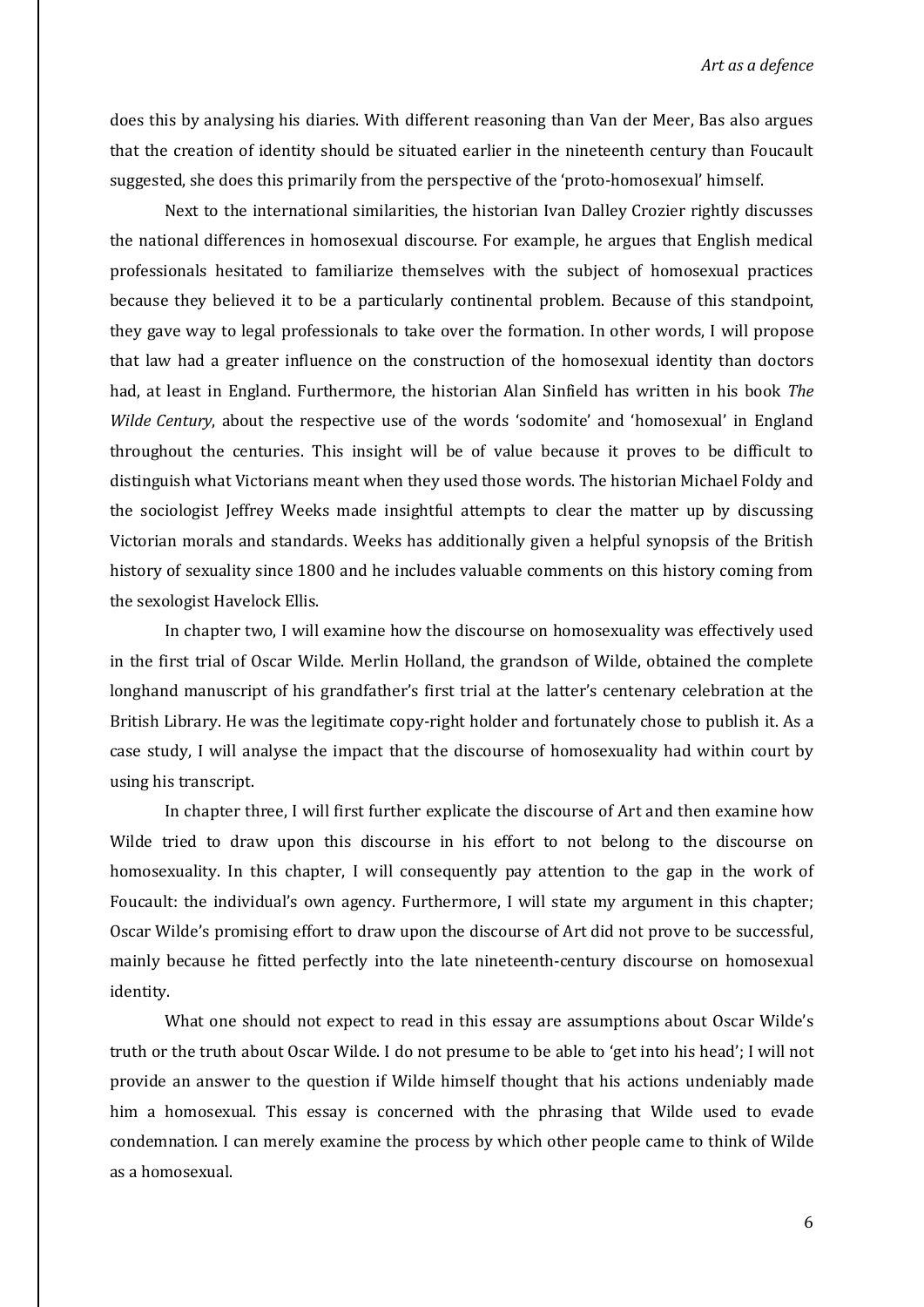does this by analysing his diaries. With different reasoning than Van der Meer, Bas also argues that the creation of identity should be situated earlier in the nineteenth century than Foucault suggested, she does this primarily from the perspective of the 'proto-homosexual' himself.

Next to the international similarities, the historian Ivan Dalley Crozier rightly discusses the national differences in homosexual discourse. For example, he argues that English medical professionals hesitated to familiarize themselves with the subject of homosexual practices because they believed it to be a particularly continental problem. Because of this standpoint, they gave way to legal professionals to take over the formation. In other words, I will propose that law had a greater influence on the construction of the homosexual identity than doctors had, at least in England. Furthermore, the historian Alan Sinfield has written in his book *The Wilde Century*, about the respective use of the words 'sodomite' and 'homosexual' in England throughout the centuries. This insight will be of value because it proves to be difficult to distinguish what Victorians meant when they used those words. The historian Michael Foldy and the sociologist Jeffrey Weeks made insightful attempts to clear the matter up by discussing Victorian morals and standards. Weeks has additionally given a helpful synopsis of the British history of sexuality since 1800 and he includes valuable comments on this history coming from the sexologist Havelock Ellis.

In chapter two, I will examine how the discourse on homosexuality was effectively used in the first trial of Oscar Wilde. Merlin Holland, the grandson of Wilde, obtained the complete longhand manuscript of his grandfather's first trial at the latter's centenary celebration at the British Library. He was the legitimate copy-right holder and fortunately chose to publish it. As a case study, I will analyse the impact that the discourse of homosexuality had within court by using his transcript.

In chapter three, I will first further explicate the discourse of Art and then examine how Wilde tried to draw upon this discourse in his effort to not belong to the discourse on homosexuality. In this chapter, I will consequently pay attention to the gap in the work of Foucault: the individual's own agency. Furthermore, I will state my argument in this chapter; Oscar Wilde's promising effort to draw upon the discourse of Art did not prove to be successful, mainly because he fitted perfectly into the late nineteenth-century discourse on homosexual identity.

What one should not expect to read in this essay are assumptions about Oscar Wilde's truth or the truth about Oscar Wilde. I do not presume to be able to 'get into his head'; I will not provide an answer to the question if Wilde himself thought that his actions undeniably made him a homosexual. This essay is concerned with the phrasing that Wilde used to evade condemnation. I can merely examine the process by which other people came to think of Wilde as a homosexual.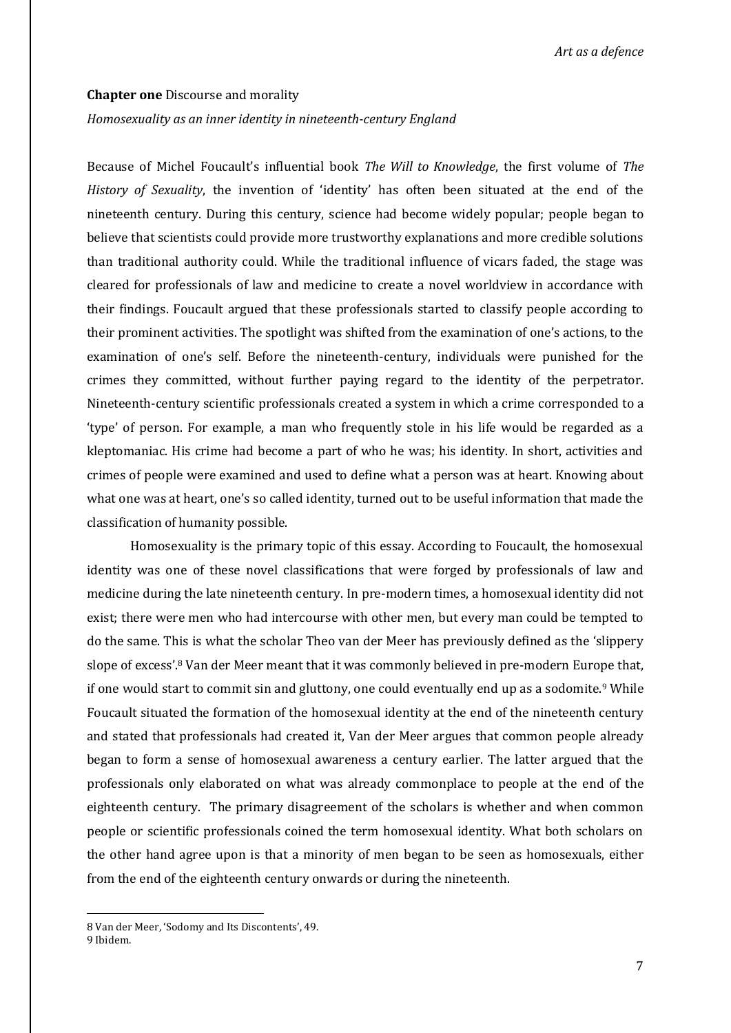**Chapter one** Discourse and morality

*Homosexuality as an inner identity in nineteenth-century England*

Because of Michel Foucault's influential book *The Will to Knowledge*, the first volume of *The History of Sexuality*, the invention of 'identity' has often been situated at the end of the nineteenth century. During this century, science had become widely popular; people began to believe that scientists could provide more trustworthy explanations and more credible solutions than traditional authority could. While the traditional influence of vicars faded, the stage was cleared for professionals of law and medicine to create a novel worldview in accordance with their findings. Foucault argued that these professionals started to classify people according to their prominent activities. The spotlight was shifted from the examination of one's actions, to the examination of one's self. Before the nineteenth-century, individuals were punished for the crimes they committed, without further paying regard to the identity of the perpetrator. Nineteenth-century scientific professionals created a system in which a crime corresponded to a 'type' of person. For example, a man who frequently stole in his life would be regarded as a kleptomaniac. His crime had become a part of who he was; his identity. In short, activities and crimes of people were examined and used to define what a person was at heart. Knowing about what one was at heart, one's so called identity, turned out to be useful information that made the classification of humanity possible.

Homosexuality is the primary topic of this essay. According to Foucault, the homosexual identity was one of these novel classifications that were forged by professionals of law and medicine during the late nineteenth century. In pre-modern times, a homosexual identity did not exist; there were men who had intercourse with other men, but every man could be tempted to do the same. This is what the scholar Theo van der Meer has previously defined as the 'slippery slope of excess'.[8] Van der Meer meant that it was commonly believed in pre-modern Europe that, if one would start to commit sin and gluttony, one could eventually end up as a sodomite.[9] While Foucault situated the formation of the homosexual identity at the end of the nineteenth century and stated that professionals had created it, Van der Meer argues that common people already began to form a sense of homosexual awareness a century earlier. The latter argued that the professionals only elaborated on what was already commonplace to people at the end of the eighteenth century. The primary disagreement of the scholars is whether and when common people or scientific professionals coined the term homosexual identity. What both scholars on the other hand agree upon is that a minority of men began to be seen as homosexuals, either from the end of the eighteenth century onwards or during the nineteenth.

---

8 Van der Meer, 'Sodomy and Its Discontents', 49.
9 Ibidem.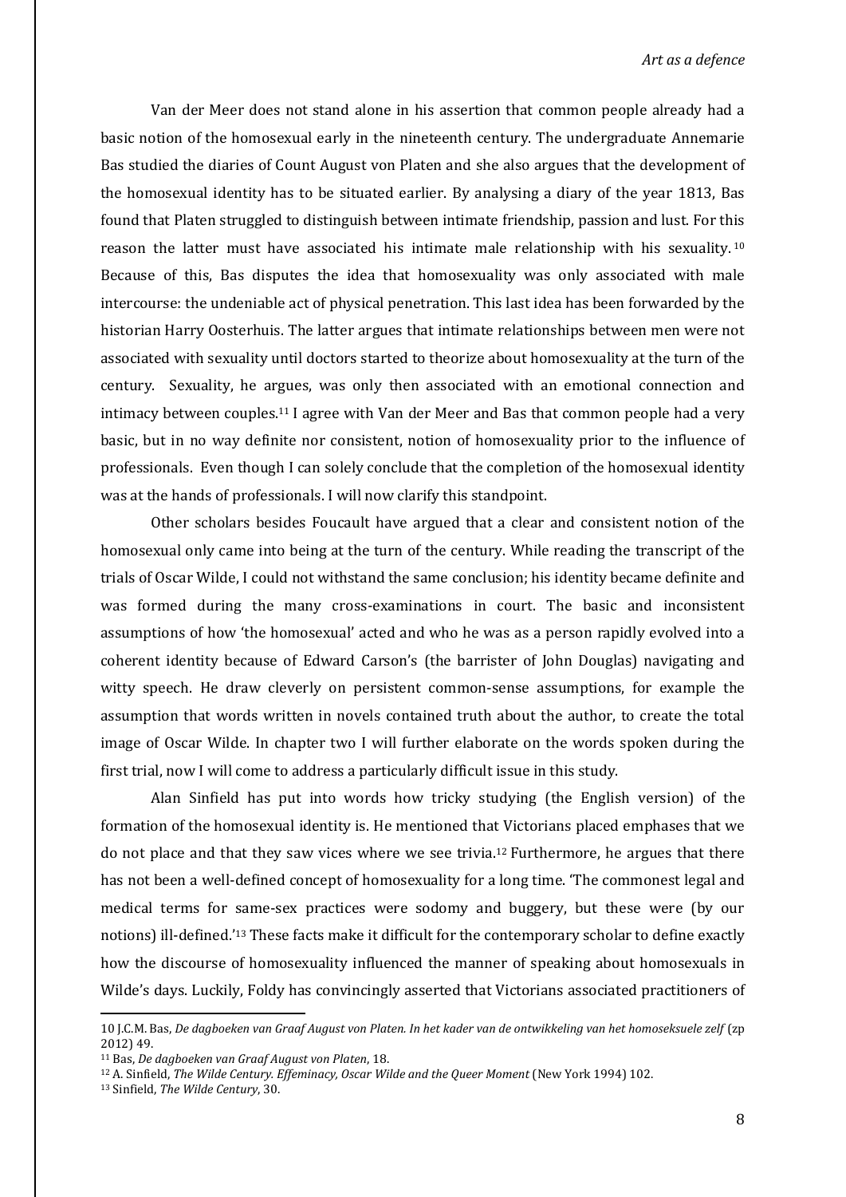Van der Meer does not stand alone in his assertion that common people already had a basic notion of the homosexual early in the nineteenth century. The undergraduate Annemarie Bas studied the diaries of Count August von Platen and she also argues that the development of the homosexual identity has to be situated earlier. By analysing a diary of the year 1813, Bas found that Platen struggled to distinguish between intimate friendship, passion and lust. For this reason the latter must have associated his intimate male relationship with his sexuality.[10] Because of this, Bas disputes the idea that homosexuality was only associated with male intercourse: the undeniable act of physical penetration. This last idea has been forwarded by the historian Harry Oosterhuis. The latter argues that intimate relationships between men were not associated with sexuality until doctors started to theorize about homosexuality at the turn of the century. Sexuality, he argues, was only then associated with an emotional connection and intimacy between couples.[11] I agree with Van der Meer and Bas that common people had a very basic, but in no way definite nor consistent, notion of homosexuality prior to the influence of professionals. Even though I can solely conclude that the completion of the homosexual identity was at the hands of professionals. I will now clarify this standpoint.

Other scholars besides Foucault have argued that a clear and consistent notion of the homosexual only came into being at the turn of the century. While reading the transcript of the trials of Oscar Wilde, I could not withstand the same conclusion; his identity became definite and was formed during the many cross-examinations in court. The basic and inconsistent assumptions of how 'the homosexual' acted and who he was as a person rapidly evolved into a coherent identity because of Edward Carson's (the barrister of John Douglas) navigating and witty speech. He draw cleverly on persistent common-sense assumptions, for example the assumption that words written in novels contained truth about the author, to create the total image of Oscar Wilde. In chapter two I will further elaborate on the words spoken during the first trial, now I will come to address a particularly difficult issue in this study.

Alan Sinfield has put into words how tricky studying (the English version) of the formation of the homosexual identity is. He mentioned that Victorians placed emphases that we do not place and that they saw vices where we see trivia.[12] Furthermore, he argues that there has not been a well-defined concept of homosexuality for a long time. 'The commonest legal and medical terms for same-sex practices were sodomy and buggery, but these were (by our notions) ill-defined.'[13] These facts make it difficult for the contemporary scholar to define exactly how the discourse of homosexuality influenced the manner of speaking about homosexuals in Wilde's days. Luckily, Foldy has convincingly asserted that Victorians associated practitioners of

---

10 J.C.M. Bas, *De dagboeken van Graaf August von Platen. In het kader van de ontwikkeling van het homoseksuele zelf* (zp 2012) 49.

11 Bas, *De dagboeken van Graaf August von Platen*, 18.

12 A. Sinfield, *The Wilde Century. Effeminacy, Oscar Wilde and the Queer Moment* (New York 1994) 102.

13 Sinfield, *The Wilde Century*, 30.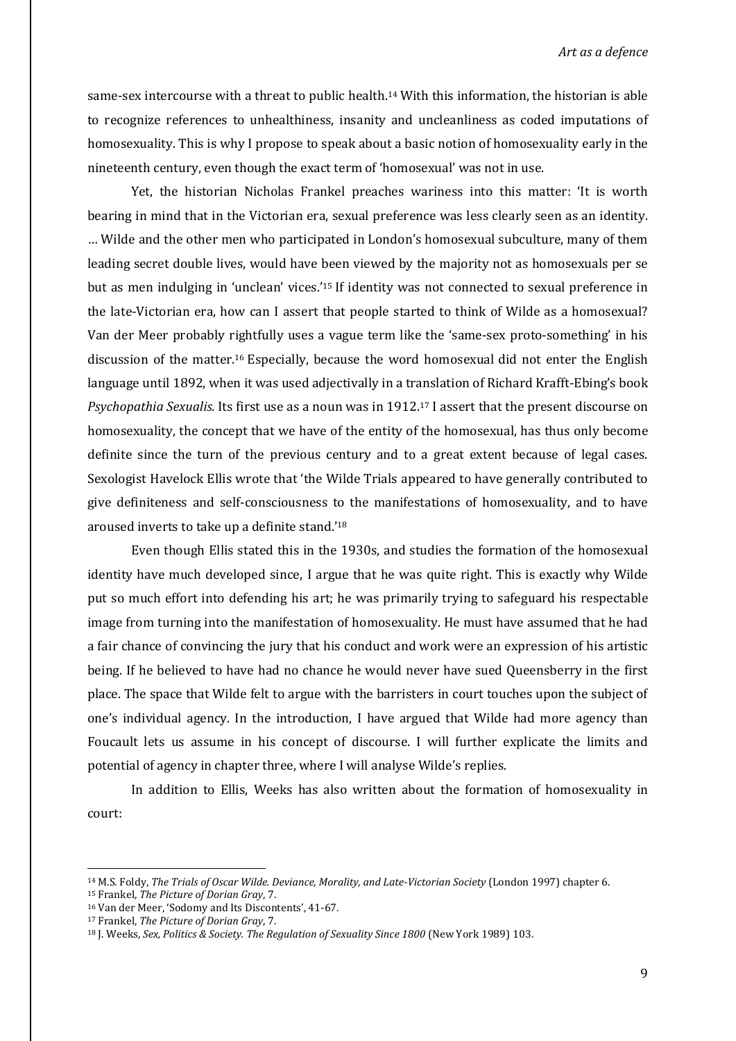same-sex intercourse with a threat to public health.[14] With this information, the historian is able to recognize references to unhealthiness, insanity and uncleanliness as coded imputations of homosexuality. This is why I propose to speak about a basic notion of homosexuality early in the nineteenth century, even though the exact term of 'homosexual' was not in use.

Yet, the historian Nicholas Frankel preaches wariness into this matter: 'It is worth bearing in mind that in the Victorian era, sexual preference was less clearly seen as an identity. … Wilde and the other men who participated in London's homosexual subculture, many of them leading secret double lives, would have been viewed by the majority not as homosexuals per se but as men indulging in 'unclean' vices.'[15] If identity was not connected to sexual preference in the late-Victorian era, how can I assert that people started to think of Wilde as a homosexual? Van der Meer probably rightfully uses a vague term like the 'same-sex proto-something' in his discussion of the matter.[16] Especially, because the word homosexual did not enter the English language until 1892, when it was used adjectivally in a translation of Richard Krafft-Ebing's book *Psychopathia Sexualis.* Its first use as a noun was in 1912.[17] I assert that the present discourse on homosexuality, the concept that we have of the entity of the homosexual, has thus only become definite since the turn of the previous century and to a great extent because of legal cases. Sexologist Havelock Ellis wrote that 'the Wilde Trials appeared to have generally contributed to give definiteness and self-consciousness to the manifestations of homosexuality, and to have aroused inverts to take up a definite stand.'[18]

Even though Ellis stated this in the 1930s, and studies the formation of the homosexual identity have much developed since, I argue that he was quite right. This is exactly why Wilde put so much effort into defending his art; he was primarily trying to safeguard his respectable image from turning into the manifestation of homosexuality. He must have assumed that he had a fair chance of convincing the jury that his conduct and work were an expression of his artistic being. If he believed to have had no chance he would never have sued Queensberry in the first place. The space that Wilde felt to argue with the barristers in court touches upon the subject of one's individual agency. In the introduction, I have argued that Wilde had more agency than Foucault lets us assume in his concept of discourse. I will further explicate the limits and potential of agency in chapter three, where I will analyse Wilde's replies.

In addition to Ellis, Weeks has also written about the formation of homosexuality in court:

---

[14] M.S. Foldy, *The Trials of Oscar Wilde. Deviance, Morality, and Late-Victorian Society* (London 1997) chapter 6.

[15] Frankel, *The Picture of Dorian Gray*, 7.

[16] Van der Meer, 'Sodomy and Its Discontents', 41-67.

[17] Frankel, *The Picture of Dorian Gray*, 7.

[18] J. Weeks, *Sex, Politics & Society. The Regulation of Sexuality Since 1800* (New York 1989) 103.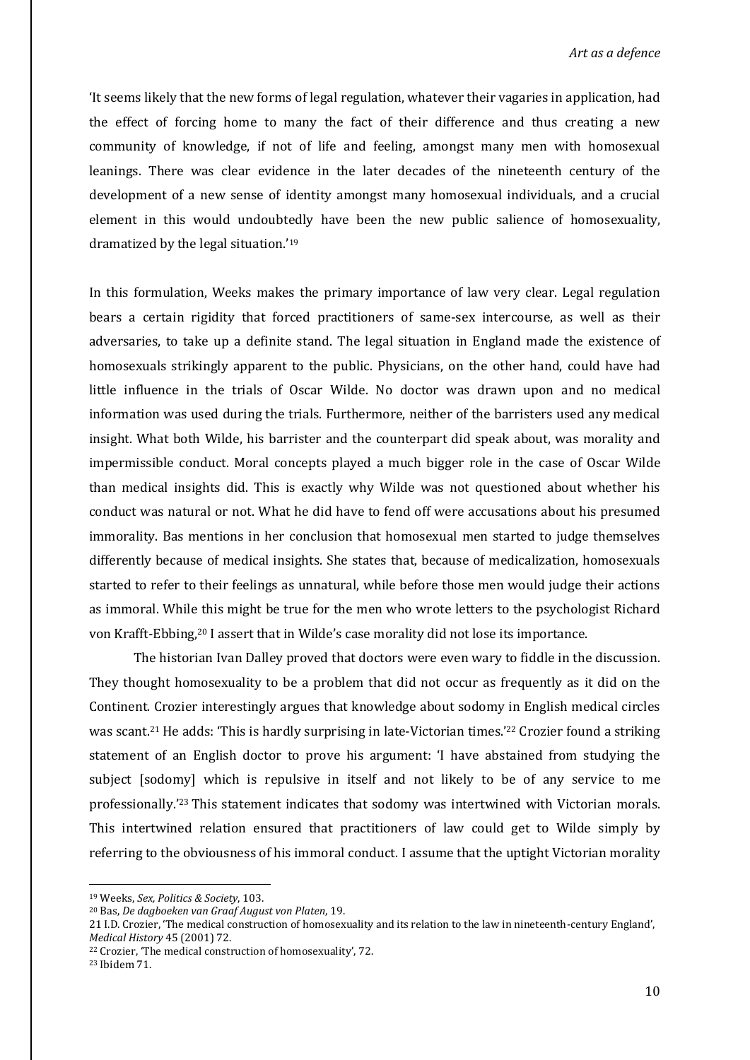'It seems likely that the new forms of legal regulation, whatever their vagaries in application, had the effect of forcing home to many the fact of their difference and thus creating a new community of knowledge, if not of life and feeling, amongst many men with homosexual leanings. There was clear evidence in the later decades of the nineteenth century of the development of a new sense of identity amongst many homosexual individuals, and a crucial element in this would undoubtedly have been the new public salience of homosexuality, dramatized by the legal situation.'[19]

In this formulation, Weeks makes the primary importance of law very clear. Legal regulation bears a certain rigidity that forced practitioners of same-sex intercourse, as well as their adversaries, to take up a definite stand. The legal situation in England made the existence of homosexuals strikingly apparent to the public. Physicians, on the other hand, could have had little influence in the trials of Oscar Wilde. No doctor was drawn upon and no medical information was used during the trials. Furthermore, neither of the barristers used any medical insight. What both Wilde, his barrister and the counterpart did speak about, was morality and impermissible conduct. Moral concepts played a much bigger role in the case of Oscar Wilde than medical insights did. This is exactly why Wilde was not questioned about whether his conduct was natural or not. What he did have to fend off were accusations about his presumed immorality. Bas mentions in her conclusion that homosexual men started to judge themselves differently because of medical insights. She states that, because of medicalization, homosexuals started to refer to their feelings as unnatural, while before those men would judge their actions as immoral. While this might be true for the men who wrote letters to the psychologist Richard von Krafft-Ebbing,[20] I assert that in Wilde's case morality did not lose its importance.

The historian Ivan Dalley proved that doctors were even wary to fiddle in the discussion. They thought homosexuality to be a problem that did not occur as frequently as it did on the Continent. Crozier interestingly argues that knowledge about sodomy in English medical circles was scant.[21] He adds: 'This is hardly surprising in late-Victorian times.'[22] Crozier found a striking statement of an English doctor to prove his argument: 'I have abstained from studying the subject [sodomy] which is repulsive in itself and not likely to be of any service to me professionally.'[23] This statement indicates that sodomy was intertwined with Victorian morals. This intertwined relation ensured that practitioners of law could get to Wilde simply by referring to the obviousness of his immoral conduct. I assume that the uptight Victorian morality

---

[19] Weeks, *Sex, Politics & Society*, 103.

[20] Bas, *De dagboeken van Graaf August von Platen*, 19.

21 I.D. Crozier, 'The medical construction of homosexuality and its relation to the law in nineteenth-century England', *Medical History* 45 (2001) 72.

[22] Crozier, 'The medical construction of homosexuality', 72.

[23] Ibidem 71.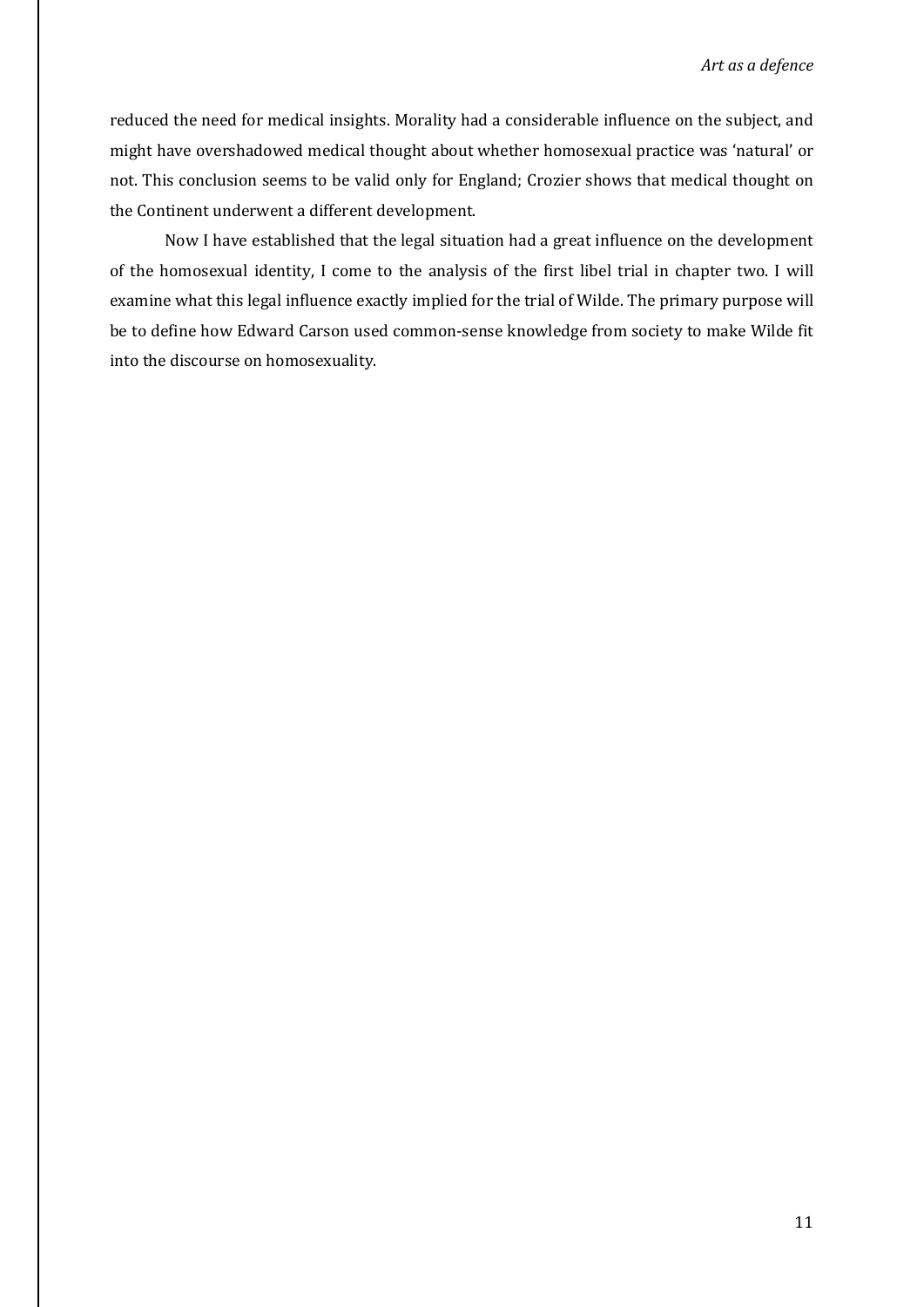reduced the need for medical insights. Morality had a considerable influence on the subject, and might have overshadowed medical thought about whether homosexual practice was 'natural' or not. This conclusion seems to be valid only for England; Crozier shows that medical thought on the Continent underwent a different development.

Now I have established that the legal situation had a great influence on the development of the homosexual identity, I come to the analysis of the first libel trial in chapter two. I will examine what this legal influence exactly implied for the trial of Wilde. The primary purpose will be to define how Edward Carson used common-sense knowledge from society to make Wilde fit into the discourse on homosexuality.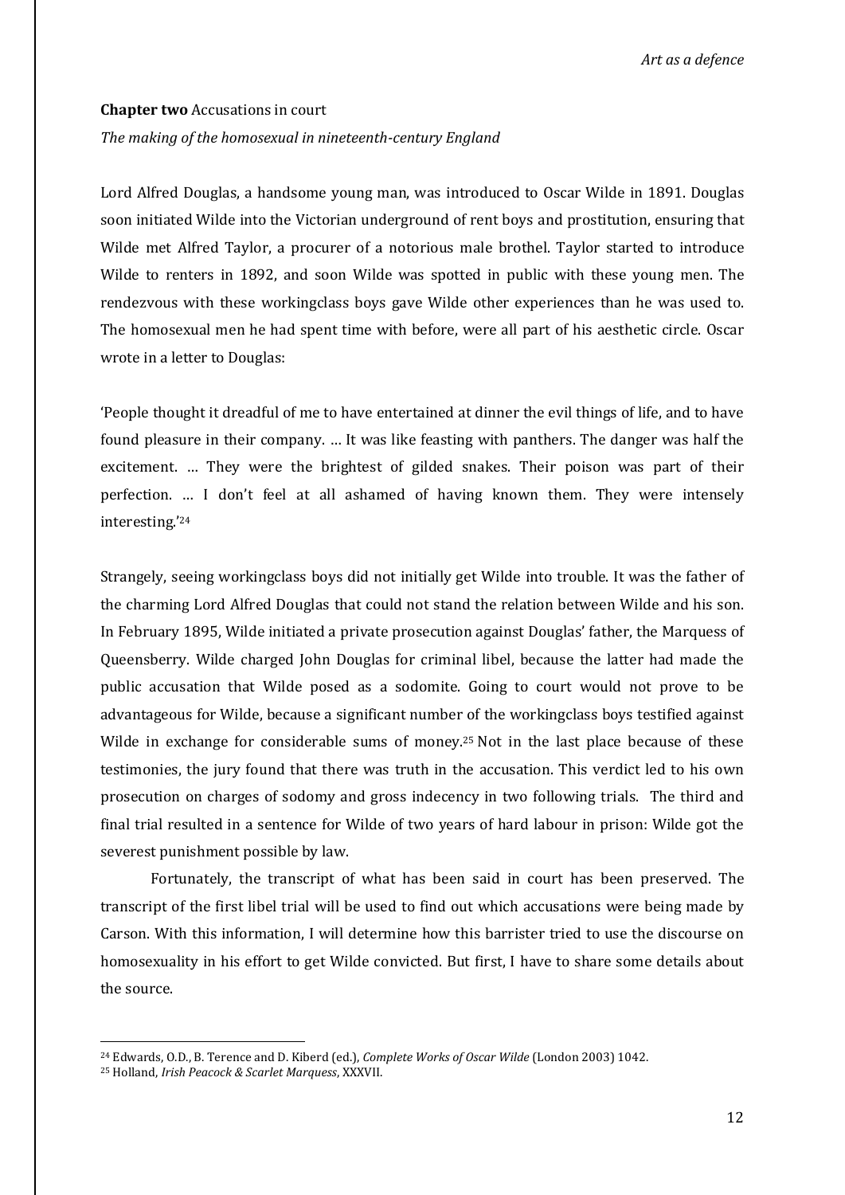**Chapter two** Accusations in court

*The making of the homosexual in nineteenth-century England*

Lord Alfred Douglas, a handsome young man, was introduced to Oscar Wilde in 1891. Douglas soon initiated Wilde into the Victorian underground of rent boys and prostitution, ensuring that Wilde met Alfred Taylor, a procurer of a notorious male brothel. Taylor started to introduce Wilde to renters in 1892, and soon Wilde was spotted in public with these young men. The rendezvous with these workingclass boys gave Wilde other experiences than he was used to. The homosexual men he had spent time with before, were all part of his aesthetic circle. Oscar wrote in a letter to Douglas:

'People thought it dreadful of me to have entertained at dinner the evil things of life, and to have found pleasure in their company. … It was like feasting with panthers. The danger was half the excitement. … They were the brightest of gilded snakes. Their poison was part of their perfection. … I don't feel at all ashamed of having known them. They were intensely interesting.'[24]

Strangely, seeing workingclass boys did not initially get Wilde into trouble. It was the father of the charming Lord Alfred Douglas that could not stand the relation between Wilde and his son. In February 1895, Wilde initiated a private prosecution against Douglas' father, the Marquess of Queensberry. Wilde charged John Douglas for criminal libel, because the latter had made the public accusation that Wilde posed as a sodomite. Going to court would not prove to be advantageous for Wilde, because a significant number of the workingclass boys testified against Wilde in exchange for considerable sums of money.[25] Not in the last place because of these testimonies, the jury found that there was truth in the accusation. This verdict led to his own prosecution on charges of sodomy and gross indecency in two following trials. The third and final trial resulted in a sentence for Wilde of two years of hard labour in prison: Wilde got the severest punishment possible by law.

Fortunately, the transcript of what has been said in court has been preserved. The transcript of the first libel trial will be used to find out which accusations were being made by Carson. With this information, I will determine how this barrister tried to use the discourse on homosexuality in his effort to get Wilde convicted. But first, I have to share some details about the source.

---

[24] Edwards, O.D., B. Terence and D. Kiberd (ed.), *Complete Works of Oscar Wilde* (London 2003) 1042.

[25] Holland, *Irish Peacock & Scarlet Marquess*, XXXVII.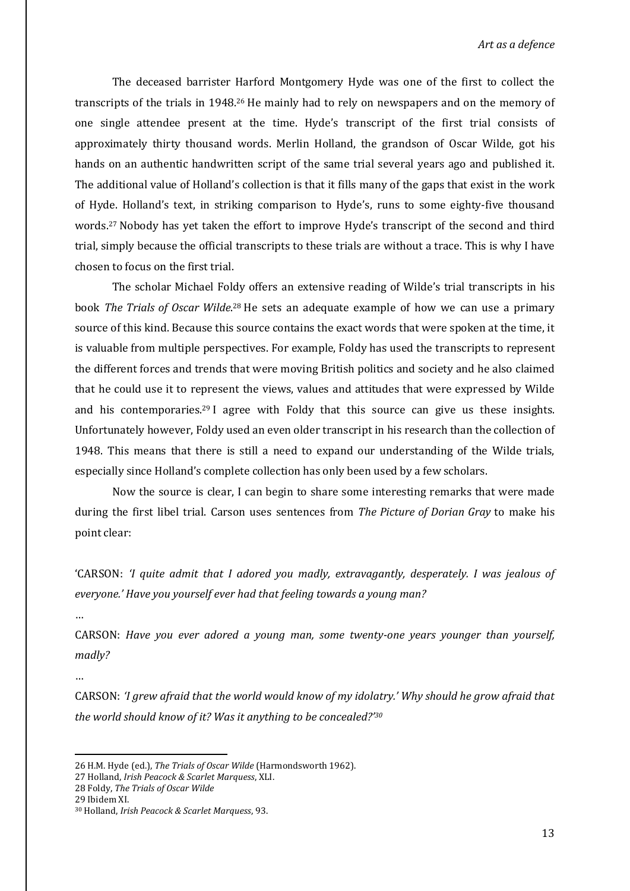The deceased barrister Harford Montgomery Hyde was one of the first to collect the transcripts of the trials in 1948.[26] He mainly had to rely on newspapers and on the memory of one single attendee present at the time. Hyde's transcript of the first trial consists of approximately thirty thousand words. Merlin Holland, the grandson of Oscar Wilde, got his hands on an authentic handwritten script of the same trial several years ago and published it. The additional value of Holland's collection is that it fills many of the gaps that exist in the work of Hyde. Holland's text, in striking comparison to Hyde's, runs to some eighty-five thousand words.[27] Nobody has yet taken the effort to improve Hyde's transcript of the second and third trial, simply because the official transcripts to these trials are without a trace. This is why I have chosen to focus on the first trial.

The scholar Michael Foldy offers an extensive reading of Wilde's trial transcripts in his book *The Trials of Oscar Wilde*.[28] He sets an adequate example of how we can use a primary source of this kind. Because this source contains the exact words that were spoken at the time, it is valuable from multiple perspectives. For example, Foldy has used the transcripts to represent the different forces and trends that were moving British politics and society and he also claimed that he could use it to represent the views, values and attitudes that were expressed by Wilde and his contemporaries.[29] I agree with Foldy that this source can give us these insights. Unfortunately however, Foldy used an even older transcript in his research than the collection of 1948. This means that there is still a need to expand our understanding of the Wilde trials, especially since Holland's complete collection has only been used by a few scholars.

Now the source is clear, I can begin to share some interesting remarks that were made during the first libel trial. Carson uses sentences from *The Picture of Dorian Gray* to make his point clear:

'CARSON: *'I quite admit that I adored you madly, extravagantly, desperately. I was jealous of everyone.' Have you yourself ever had that feeling towards a young man?*

…

CARSON: *Have you ever adored a young man, some twenty-one years younger than yourself, madly?*

…

CARSON: *'I grew afraid that the world would know of my idolatry.' Why should he grow afraid that the world should know of it? Was it anything to be concealed?'*[30]

---

26 H.M. Hyde (ed.), *The Trials of Oscar Wilde* (Harmondsworth 1962).

27 Holland, *Irish Peacock & Scarlet Marquess*, XLI.

28 Foldy, *The Trials of Oscar Wilde*

29 Ibidem XI.

30 Holland, *Irish Peacock & Scarlet Marquess*, 93.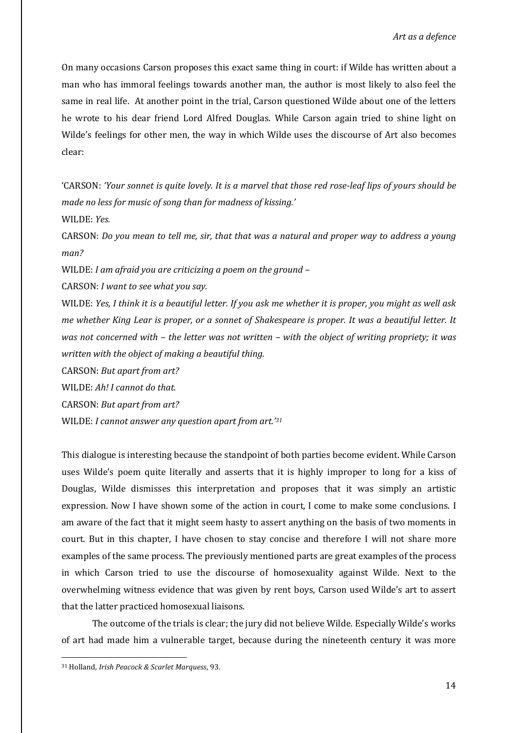On many occasions Carson proposes this exact same thing in court: if Wilde has written about a man who has immoral feelings towards another man, the author is most likely to also feel the same in real life. At another point in the trial, Carson questioned Wilde about one of the letters he wrote to his dear friend Lord Alfred Douglas. While Carson again tried to shine light on Wilde's feelings for other men, the way in which Wilde uses the discourse of Art also becomes clear:

'CARSON: *'Your sonnet is quite lovely. It is a marvel that those red rose-leaf lips of yours should be made no less for music of song than for madness of kissing.'*

WILDE: *Yes.*

CARSON: *Do you mean to tell me, sir, that that was a natural and proper way to address a young man?*

WILDE: *I am afraid you are criticizing a poem on the ground –*

CARSON: *I want to see what you say.*

WILDE: *Yes, I think it is a beautiful letter. If you ask me whether it is proper, you might as well ask me whether King Lear is proper, or a sonnet of Shakespeare is proper. It was a beautiful letter. It was not concerned with – the letter was not written – with the object of writing propriety; it was written with the object of making a beautiful thing.*

CARSON: *But apart from art?*

WILDE: *Ah! I cannot do that.*

CARSON: *But apart from art?*

WILDE: *I cannot answer any question apart from art.'*[31]

This dialogue is interesting because the standpoint of both parties become evident. While Carson uses Wilde's poem quite literally and asserts that it is highly improper to long for a kiss of Douglas, Wilde dismisses this interpretation and proposes that it was simply an artistic expression. Now I have shown some of the action in court, I come to make some conclusions. I am aware of the fact that it might seem hasty to assert anything on the basis of two moments in court. But in this chapter, I have chosen to stay concise and therefore I will not share more examples of the same process. The previously mentioned parts are great examples of the process in which Carson tried to use the discourse of homosexuality against Wilde. Next to the overwhelming witness evidence that was given by rent boys, Carson used Wilde's art to assert that the latter practiced homosexual liaisons.

The outcome of the trials is clear; the jury did not believe Wilde. Especially Wilde's works of art had made him a vulnerable target, because during the nineteenth century it was more

[31] Holland, *Irish Peacock & Scarlet Marquess*, 93.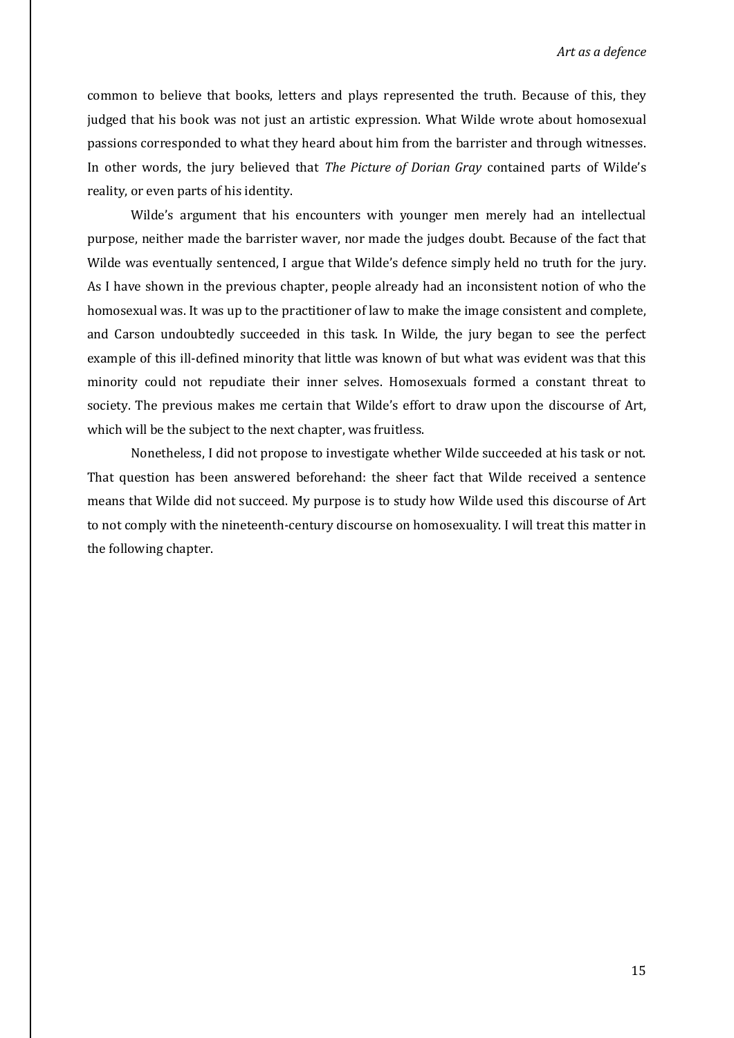common to believe that books, letters and plays represented the truth. Because of this, they judged that his book was not just an artistic expression. What Wilde wrote about homosexual passions corresponded to what they heard about him from the barrister and through witnesses. In other words, the jury believed that *The Picture of Dorian Gray* contained parts of Wilde's reality, or even parts of his identity.

Wilde's argument that his encounters with younger men merely had an intellectual purpose, neither made the barrister waver, nor made the judges doubt. Because of the fact that Wilde was eventually sentenced, I argue that Wilde's defence simply held no truth for the jury. As I have shown in the previous chapter, people already had an inconsistent notion of who the homosexual was. It was up to the practitioner of law to make the image consistent and complete, and Carson undoubtedly succeeded in this task. In Wilde, the jury began to see the perfect example of this ill-defined minority that little was known of but what was evident was that this minority could not repudiate their inner selves. Homosexuals formed a constant threat to society. The previous makes me certain that Wilde's effort to draw upon the discourse of Art, which will be the subject to the next chapter, was fruitless.

Nonetheless, I did not propose to investigate whether Wilde succeeded at his task or not. That question has been answered beforehand: the sheer fact that Wilde received a sentence means that Wilde did not succeed. My purpose is to study how Wilde used this discourse of Art to not comply with the nineteenth-century discourse on homosexuality. I will treat this matter in the following chapter.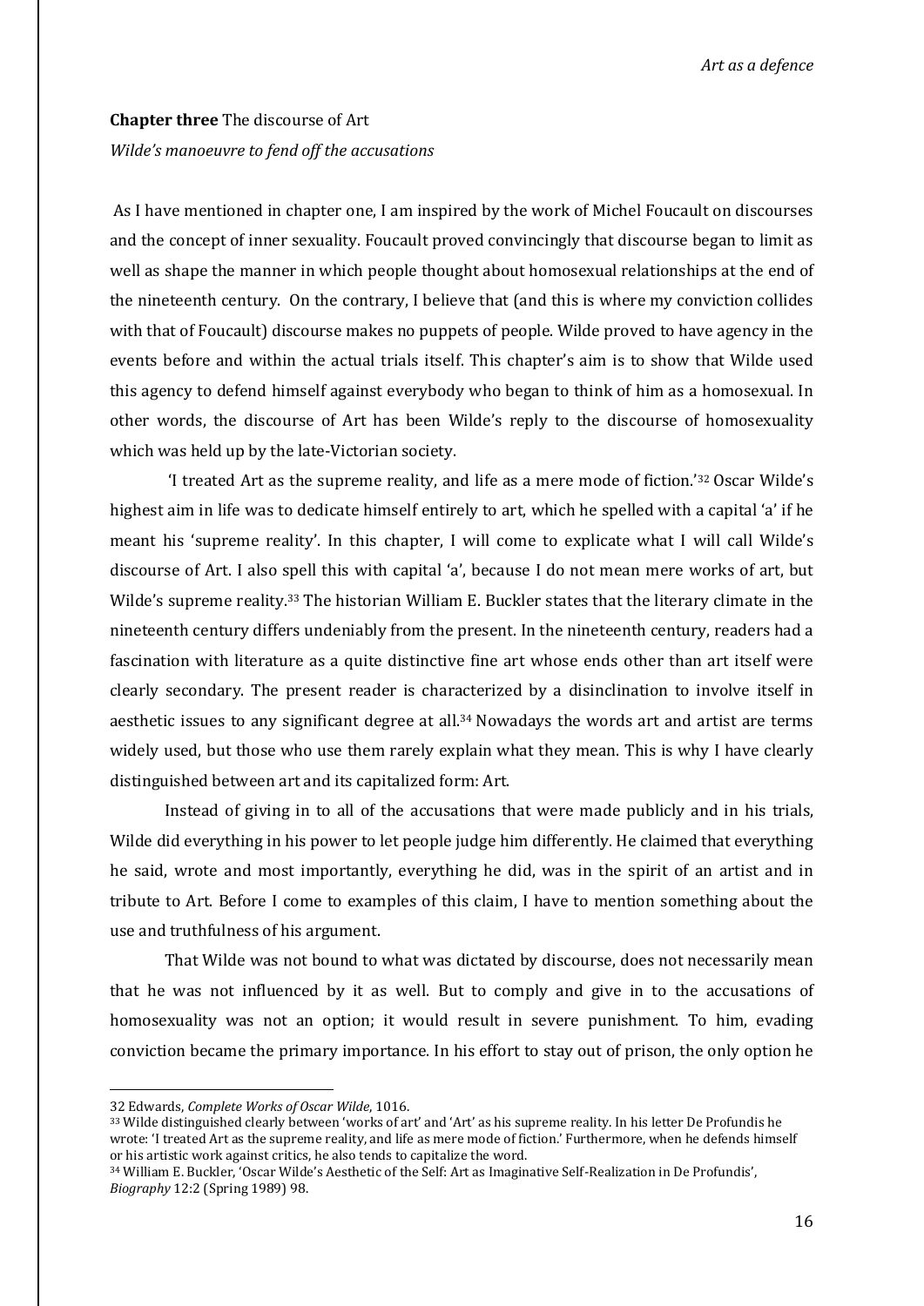**Chapter three** The discourse of Art

*Wilde's manoeuvre to fend off the accusations*

As I have mentioned in chapter one, I am inspired by the work of Michel Foucault on discourses and the concept of inner sexuality. Foucault proved convincingly that discourse began to limit as well as shape the manner in which people thought about homosexual relationships at the end of the nineteenth century. On the contrary, I believe that (and this is where my conviction collides with that of Foucault) discourse makes no puppets of people. Wilde proved to have agency in the events before and within the actual trials itself. This chapter's aim is to show that Wilde used this agency to defend himself against everybody who began to think of him as a homosexual. In other words, the discourse of Art has been Wilde's reply to the discourse of homosexuality which was held up by the late-Victorian society.

'I treated Art as the supreme reality, and life as a mere mode of fiction.'[32] Oscar Wilde's highest aim in life was to dedicate himself entirely to art, which he spelled with a capital 'a' if he meant his 'supreme reality'. In this chapter, I will come to explicate what I will call Wilde's discourse of Art. I also spell this with capital 'a', because I do not mean mere works of art, but Wilde's supreme reality.[33] The historian William E. Buckler states that the literary climate in the nineteenth century differs undeniably from the present. In the nineteenth century, readers had a fascination with literature as a quite distinctive fine art whose ends other than art itself were clearly secondary. The present reader is characterized by a disinclination to involve itself in aesthetic issues to any significant degree at all.[34] Nowadays the words art and artist are terms widely used, but those who use them rarely explain what they mean. This is why I have clearly distinguished between art and its capitalized form: Art.

Instead of giving in to all of the accusations that were made publicly and in his trials, Wilde did everything in his power to let people judge him differently. He claimed that everything he said, wrote and most importantly, everything he did, was in the spirit of an artist and in tribute to Art. Before I come to examples of this claim, I have to mention something about the use and truthfulness of his argument.

That Wilde was not bound to what was dictated by discourse, does not necessarily mean that he was not influenced by it as well. But to comply and give in to the accusations of homosexuality was not an option; it would result in severe punishment. To him, evading conviction became the primary importance. In his effort to stay out of prison, the only option he

---

32 Edwards, *Complete Works of Oscar Wilde*, 1016.

33 Wilde distinguished clearly between 'works of art' and 'Art' as his supreme reality. In his letter De Profundis he wrote: 'I treated Art as the supreme reality, and life as mere mode of fiction.' Furthermore, when he defends himself or his artistic work against critics, he also tends to capitalize the word.

34 William E. Buckler, 'Oscar Wilde's Aesthetic of the Self: Art as Imaginative Self-Realization in De Profundis', *Biography* 12:2 (Spring 1989) 98.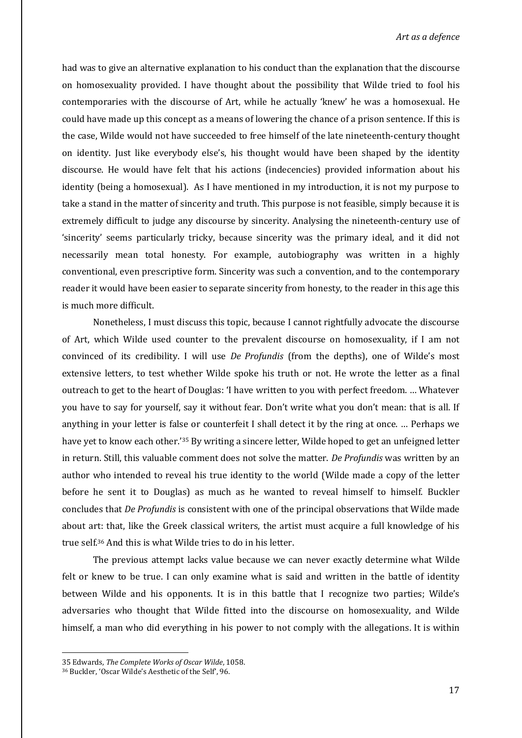had was to give an alternative explanation to his conduct than the explanation that the discourse on homosexuality provided. I have thought about the possibility that Wilde tried to fool his contemporaries with the discourse of Art, while he actually 'knew' he was a homosexual. He could have made up this concept as a means of lowering the chance of a prison sentence. If this is the case, Wilde would not have succeeded to free himself of the late nineteenth-century thought on identity. Just like everybody else's, his thought would have been shaped by the identity discourse. He would have felt that his actions (indecencies) provided information about his identity (being a homosexual). As I have mentioned in my introduction, it is not my purpose to take a stand in the matter of sincerity and truth. This purpose is not feasible, simply because it is extremely difficult to judge any discourse by sincerity. Analysing the nineteenth-century use of 'sincerity' seems particularly tricky, because sincerity was the primary ideal, and it did not necessarily mean total honesty. For example, autobiography was written in a highly conventional, even prescriptive form. Sincerity was such a convention, and to the contemporary reader it would have been easier to separate sincerity from honesty, to the reader in this age this is much more difficult.

Nonetheless, I must discuss this topic, because I cannot rightfully advocate the discourse of Art, which Wilde used counter to the prevalent discourse on homosexuality, if I am not convinced of its credibility. I will use *De Profundis* (from the depths), one of Wilde's most extensive letters, to test whether Wilde spoke his truth or not. He wrote the letter as a final outreach to get to the heart of Douglas: 'I have written to you with perfect freedom. … Whatever you have to say for yourself, say it without fear. Don't write what you don't mean: that is all. If anything in your letter is false or counterfeit I shall detect it by the ring at once. … Perhaps we have yet to know each other.'[35] By writing a sincere letter, Wilde hoped to get an unfeigned letter in return. Still, this valuable comment does not solve the matter. *De Profundis* was written by an author who intended to reveal his true identity to the world (Wilde made a copy of the letter before he sent it to Douglas) as much as he wanted to reveal himself to himself. Buckler concludes that *De Profundis* is consistent with one of the principal observations that Wilde made about art: that, like the Greek classical writers, the artist must acquire a full knowledge of his true self.[36] And this is what Wilde tries to do in his letter.

The previous attempt lacks value because we can never exactly determine what Wilde felt or knew to be true. I can only examine what is said and written in the battle of identity between Wilde and his opponents. It is in this battle that I recognize two parties; Wilde's adversaries who thought that Wilde fitted into the discourse on homosexuality, and Wilde himself, a man who did everything in his power to not comply with the allegations. It is within

---

35 Edwards, *The Complete Works of Oscar Wilde*, 1058.

36 Buckler, 'Oscar Wilde's Aesthetic of the Self', 96.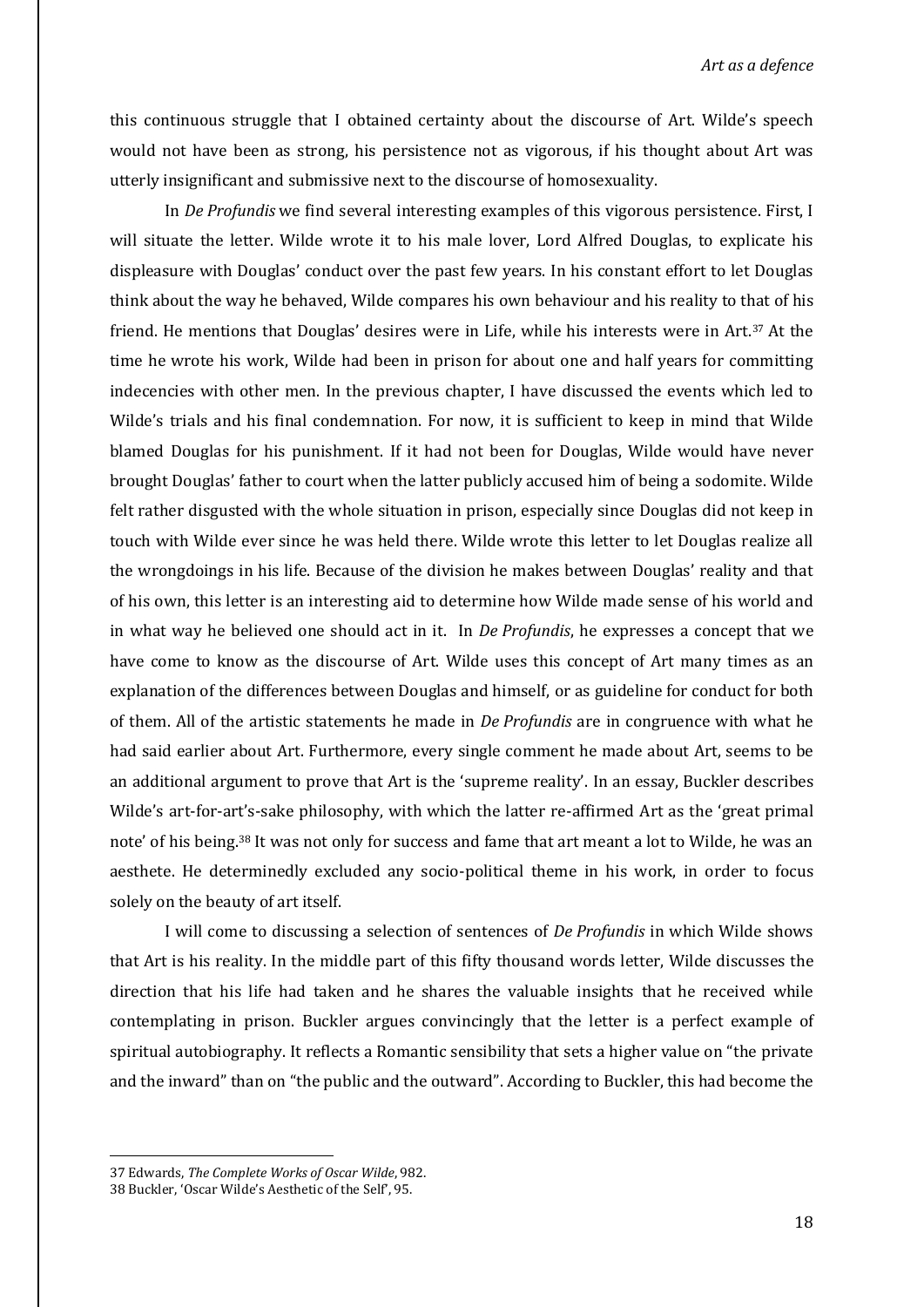this continuous struggle that I obtained certainty about the discourse of Art. Wilde's speech would not have been as strong, his persistence not as vigorous, if his thought about Art was utterly insignificant and submissive next to the discourse of homosexuality.

In *De Profundis* we find several interesting examples of this vigorous persistence. First, I will situate the letter. Wilde wrote it to his male lover, Lord Alfred Douglas, to explicate his displeasure with Douglas' conduct over the past few years. In his constant effort to let Douglas think about the way he behaved, Wilde compares his own behaviour and his reality to that of his friend. He mentions that Douglas' desires were in Life, while his interests were in Art.[37] At the time he wrote his work, Wilde had been in prison for about one and half years for committing indecencies with other men. In the previous chapter, I have discussed the events which led to Wilde's trials and his final condemnation. For now, it is sufficient to keep in mind that Wilde blamed Douglas for his punishment. If it had not been for Douglas, Wilde would have never brought Douglas' father to court when the latter publicly accused him of being a sodomite. Wilde felt rather disgusted with the whole situation in prison, especially since Douglas did not keep in touch with Wilde ever since he was held there. Wilde wrote this letter to let Douglas realize all the wrongdoings in his life. Because of the division he makes between Douglas' reality and that of his own, this letter is an interesting aid to determine how Wilde made sense of his world and in what way he believed one should act in it. In *De Profundis*, he expresses a concept that we have come to know as the discourse of Art. Wilde uses this concept of Art many times as an explanation of the differences between Douglas and himself, or as guideline for conduct for both of them. All of the artistic statements he made in *De Profundis* are in congruence with what he had said earlier about Art. Furthermore, every single comment he made about Art, seems to be an additional argument to prove that Art is the 'supreme reality'. In an essay, Buckler describes Wilde's art-for-art's-sake philosophy, with which the latter re-affirmed Art as the 'great primal note' of his being.[38] It was not only for success and fame that art meant a lot to Wilde, he was an aesthete. He determinedly excluded any socio-political theme in his work, in order to focus solely on the beauty of art itself.

I will come to discussing a selection of sentences of *De Profundis* in which Wilde shows that Art is his reality. In the middle part of this fifty thousand words letter, Wilde discusses the direction that his life had taken and he shares the valuable insights that he received while contemplating in prison. Buckler argues convincingly that the letter is a perfect example of spiritual autobiography. It reflects a Romantic sensibility that sets a higher value on "the private and the inward" than on "the public and the outward". According to Buckler, this had become the

---

37 Edwards, *The Complete Works of Oscar Wilde*, 982.

38 Buckler, 'Oscar Wilde's Aesthetic of the Self', 95.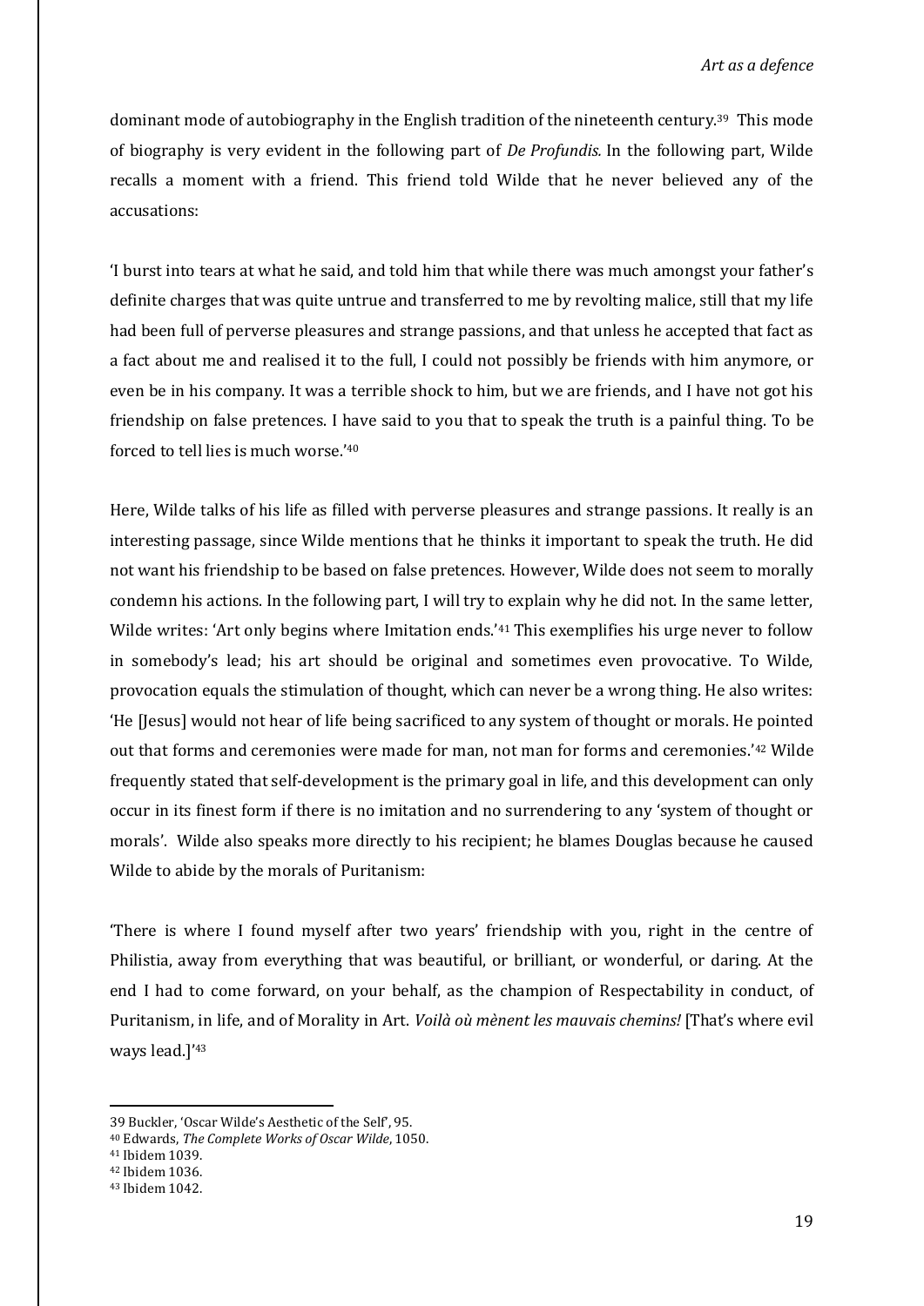dominant mode of autobiography in the English tradition of the nineteenth century.[39] This mode of biography is very evident in the following part of *De Profundis.* In the following part, Wilde recalls a moment with a friend. This friend told Wilde that he never believed any of the accusations:

'I burst into tears at what he said, and told him that while there was much amongst your father's definite charges that was quite untrue and transferred to me by revolting malice, still that my life had been full of perverse pleasures and strange passions, and that unless he accepted that fact as a fact about me and realised it to the full, I could not possibly be friends with him anymore, or even be in his company. It was a terrible shock to him, but we are friends, and I have not got his friendship on false pretences. I have said to you that to speak the truth is a painful thing. To be forced to tell lies is much worse.'[40]

Here, Wilde talks of his life as filled with perverse pleasures and strange passions. It really is an interesting passage, since Wilde mentions that he thinks it important to speak the truth. He did not want his friendship to be based on false pretences. However, Wilde does not seem to morally condemn his actions. In the following part, I will try to explain why he did not. In the same letter, Wilde writes: 'Art only begins where Imitation ends.'[41] This exemplifies his urge never to follow in somebody's lead; his art should be original and sometimes even provocative. To Wilde, provocation equals the stimulation of thought, which can never be a wrong thing. He also writes: 'He [Jesus] would not hear of life being sacrificed to any system of thought or morals. He pointed out that forms and ceremonies were made for man, not man for forms and ceremonies.'[42] Wilde frequently stated that self-development is the primary goal in life, and this development can only occur in its finest form if there is no imitation and no surrendering to any 'system of thought or morals'. Wilde also speaks more directly to his recipient; he blames Douglas because he caused Wilde to abide by the morals of Puritanism:

'There is where I found myself after two years' friendship with you, right in the centre of Philistia, away from everything that was beautiful, or brilliant, or wonderful, or daring. At the end I had to come forward, on your behalf, as the champion of Respectability in conduct, of Puritanism, in life, and of Morality in Art. *Voilà où mènent les mauvais chemins!* [That's where evil ways lead.]'[43]

---

39 Buckler, 'Oscar Wilde's Aesthetic of the Self', 95.

40 Edwards, *The Complete Works of Oscar Wilde*, 1050.

41 Ibidem 1039.

42 Ibidem 1036.

43 Ibidem 1042.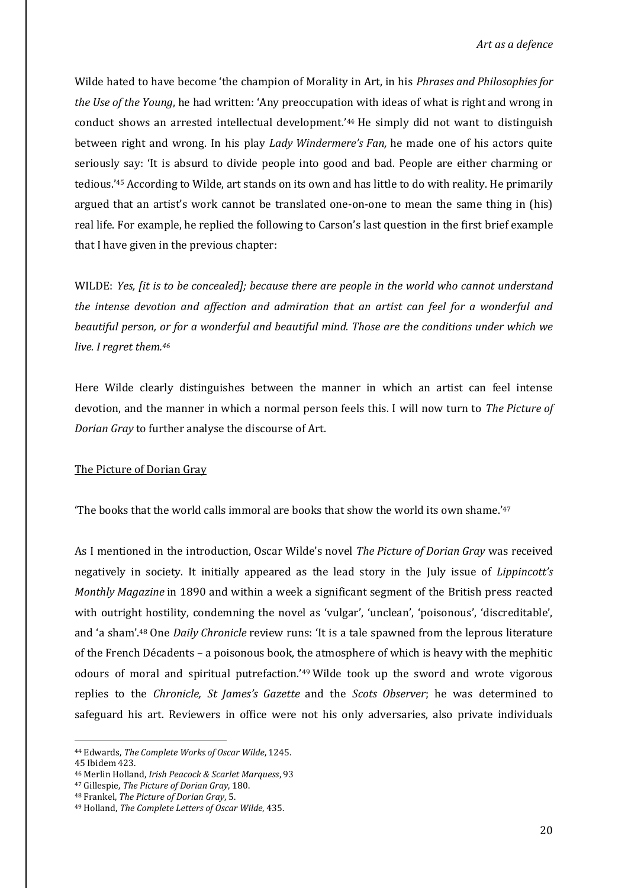Wilde hated to have become 'the champion of Morality in Art, in his *Phrases and Philosophies for the Use of the Young*, he had written: 'Any preoccupation with ideas of what is right and wrong in conduct shows an arrested intellectual development.'[44] He simply did not want to distinguish between right and wrong. In his play *Lady Windermere's Fan,* he made one of his actors quite seriously say: 'It is absurd to divide people into good and bad. People are either charming or tedious.'[45] According to Wilde, art stands on its own and has little to do with reality. He primarily argued that an artist's work cannot be translated one-on-one to mean the same thing in (his) real life. For example, he replied the following to Carson's last question in the first brief example that I have given in the previous chapter:

WILDE: *Yes, [it is to be concealed]; because there are people in the world who cannot understand the intense devotion and affection and admiration that an artist can feel for a wonderful and beautiful person, or for a wonderful and beautiful mind. Those are the conditions under which we live. I regret them.*[46]

Here Wilde clearly distinguishes between the manner in which an artist can feel intense devotion, and the manner in which a normal person feels this. I will now turn to *The Picture of Dorian Gray* to further analyse the discourse of Art.

## The Picture of Dorian Gray

'The books that the world calls immoral are books that show the world its own shame.'[47]

As I mentioned in the introduction, Oscar Wilde's novel *The Picture of Dorian Gray* was received negatively in society. It initially appeared as the lead story in the July issue of *Lippincott's Monthly Magazine* in 1890 and within a week a significant segment of the British press reacted with outright hostility, condemning the novel as 'vulgar', 'unclean', 'poisonous', 'discreditable', and 'a sham'.[48] One *Daily Chronicle* review runs: 'It is a tale spawned from the leprous literature of the French Décadents – a poisonous book, the atmosphere of which is heavy with the mephitic odours of moral and spiritual putrefaction.'[49] Wilde took up the sword and wrote vigorous replies to the *Chronicle, St James's Gazette* and the *Scots Observer*; he was determined to safeguard his art. Reviewers in office were not his only adversaries, also private individuals

---

[44] Edwards, *The Complete Works of Oscar Wilde*, 1245.
[45] Ibidem 423.
[46] Merlin Holland, *Irish Peacock & Scarlet Marquess*, 93
[47] Gillespie, *The Picture of Dorian Gray*, 180.
[48] Frankel, *The Picture of Dorian Gray*, 5.
[49] Holland, *The Complete Letters of Oscar Wilde*, 435.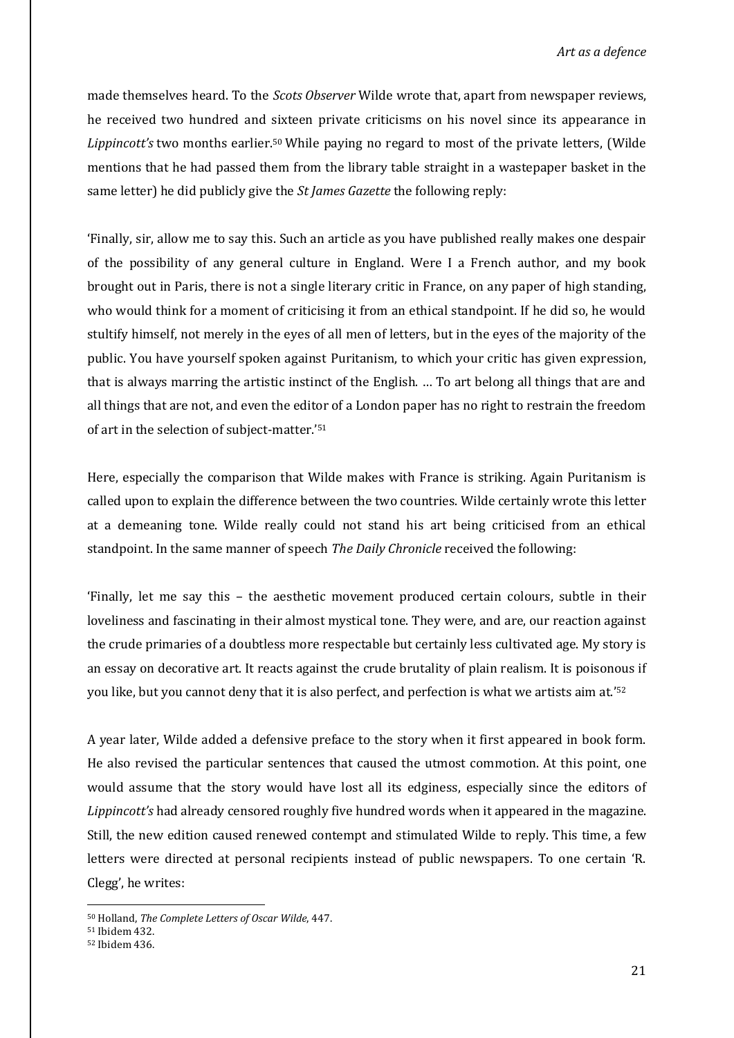made themselves heard. To the *Scots Observer* Wilde wrote that, apart from newspaper reviews, he received two hundred and sixteen private criticisms on his novel since its appearance in *Lippincott's* two months earlier.[50] While paying no regard to most of the private letters, (Wilde mentions that he had passed them from the library table straight in a wastepaper basket in the same letter) he did publicly give the *St James Gazette* the following reply:

'Finally, sir, allow me to say this. Such an article as you have published really makes one despair of the possibility of any general culture in England. Were I a French author, and my book brought out in Paris, there is not a single literary critic in France, on any paper of high standing, who would think for a moment of criticising it from an ethical standpoint. If he did so, he would stultify himself, not merely in the eyes of all men of letters, but in the eyes of the majority of the public. You have yourself spoken against Puritanism, to which your critic has given expression, that is always marring the artistic instinct of the English. … To art belong all things that are and all things that are not, and even the editor of a London paper has no right to restrain the freedom of art in the selection of subject-matter.'[51]

Here, especially the comparison that Wilde makes with France is striking. Again Puritanism is called upon to explain the difference between the two countries. Wilde certainly wrote this letter at a demeaning tone. Wilde really could not stand his art being criticised from an ethical standpoint. In the same manner of speech *The Daily Chronicle* received the following:

'Finally, let me say this – the aesthetic movement produced certain colours, subtle in their loveliness and fascinating in their almost mystical tone. They were, and are, our reaction against the crude primaries of a doubtless more respectable but certainly less cultivated age. My story is an essay on decorative art. It reacts against the crude brutality of plain realism. It is poisonous if you like, but you cannot deny that it is also perfect, and perfection is what we artists aim at.'[52]

A year later, Wilde added a defensive preface to the story when it first appeared in book form. He also revised the particular sentences that caused the utmost commotion. At this point, one would assume that the story would have lost all its edginess, especially since the editors of *Lippincott's* had already censored roughly five hundred words when it appeared in the magazine. Still, the new edition caused renewed contempt and stimulated Wilde to reply. This time, a few letters were directed at personal recipients instead of public newspapers. To one certain 'R. Clegg', he writes:

---

[50] Holland, *The Complete Letters of Oscar Wilde*, 447.

[51] Ibidem 432.

[52] Ibidem 436.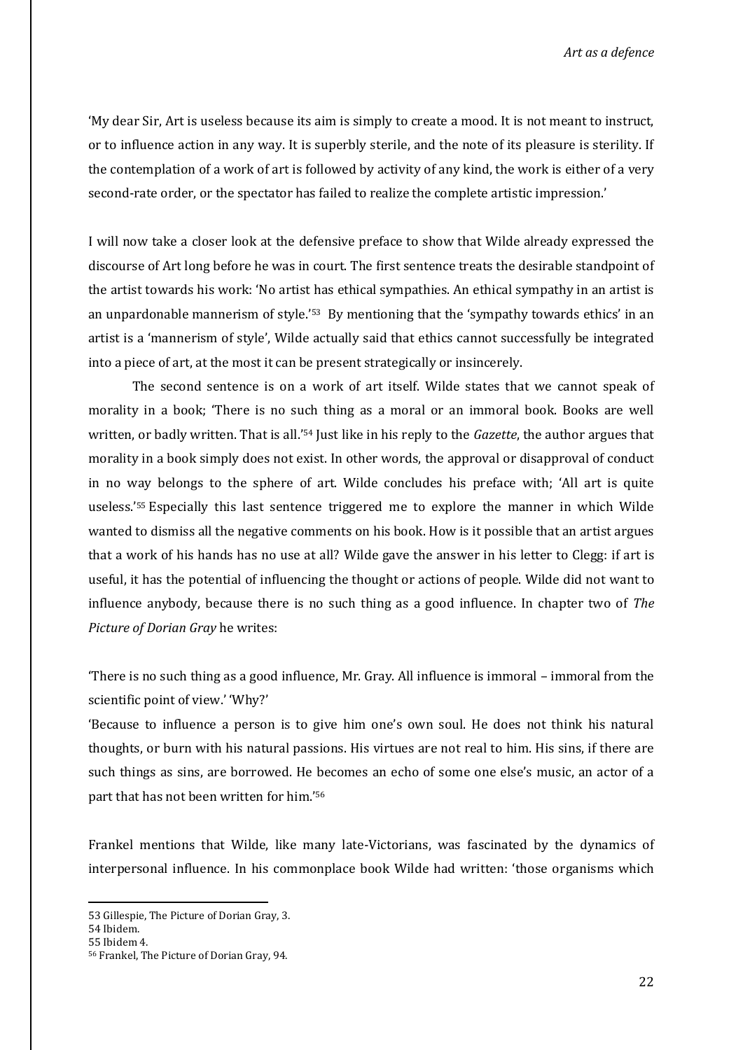'My dear Sir, Art is useless because its aim is simply to create a mood. It is not meant to instruct, or to influence action in any way. It is superbly sterile, and the note of its pleasure is sterility. If the contemplation of a work of art is followed by activity of any kind, the work is either of a very second-rate order, or the spectator has failed to realize the complete artistic impression.'

I will now take a closer look at the defensive preface to show that Wilde already expressed the discourse of Art long before he was in court. The first sentence treats the desirable standpoint of the artist towards his work: 'No artist has ethical sympathies. An ethical sympathy in an artist is an unpardonable mannerism of style.'[53] By mentioning that the 'sympathy towards ethics' in an artist is a 'mannerism of style', Wilde actually said that ethics cannot successfully be integrated into a piece of art, at the most it can be present strategically or insincerely.

The second sentence is on a work of art itself. Wilde states that we cannot speak of morality in a book; 'There is no such thing as a moral or an immoral book. Books are well written, or badly written. That is all.'[54] Just like in his reply to the *Gazette*, the author argues that morality in a book simply does not exist. In other words, the approval or disapproval of conduct in no way belongs to the sphere of art. Wilde concludes his preface with; 'All art is quite useless.'[55] Especially this last sentence triggered me to explore the manner in which Wilde wanted to dismiss all the negative comments on his book. How is it possible that an artist argues that a work of his hands has no use at all? Wilde gave the answer in his letter to Clegg: if art is useful, it has the potential of influencing the thought or actions of people. Wilde did not want to influence anybody, because there is no such thing as a good influence. In chapter two of *The Picture of Dorian Gray* he writes:

'There is no such thing as a good influence, Mr. Gray. All influence is immoral – immoral from the scientific point of view.' 'Why?'
'Because to influence a person is to give him one's own soul. He does not think his natural thoughts, or burn with his natural passions. His virtues are not real to him. His sins, if there are such things as sins, are borrowed. He becomes an echo of some one else's music, an actor of a part that has not been written for him.'[56]

Frankel mentions that Wilde, like many late-Victorians, was fascinated by the dynamics of interpersonal influence. In his commonplace book Wilde had written: 'those organisms which

53 Gillespie, The Picture of Dorian Gray, 3.
54 Ibidem.
55 Ibidem 4.
56 Frankel, The Picture of Dorian Gray, 94.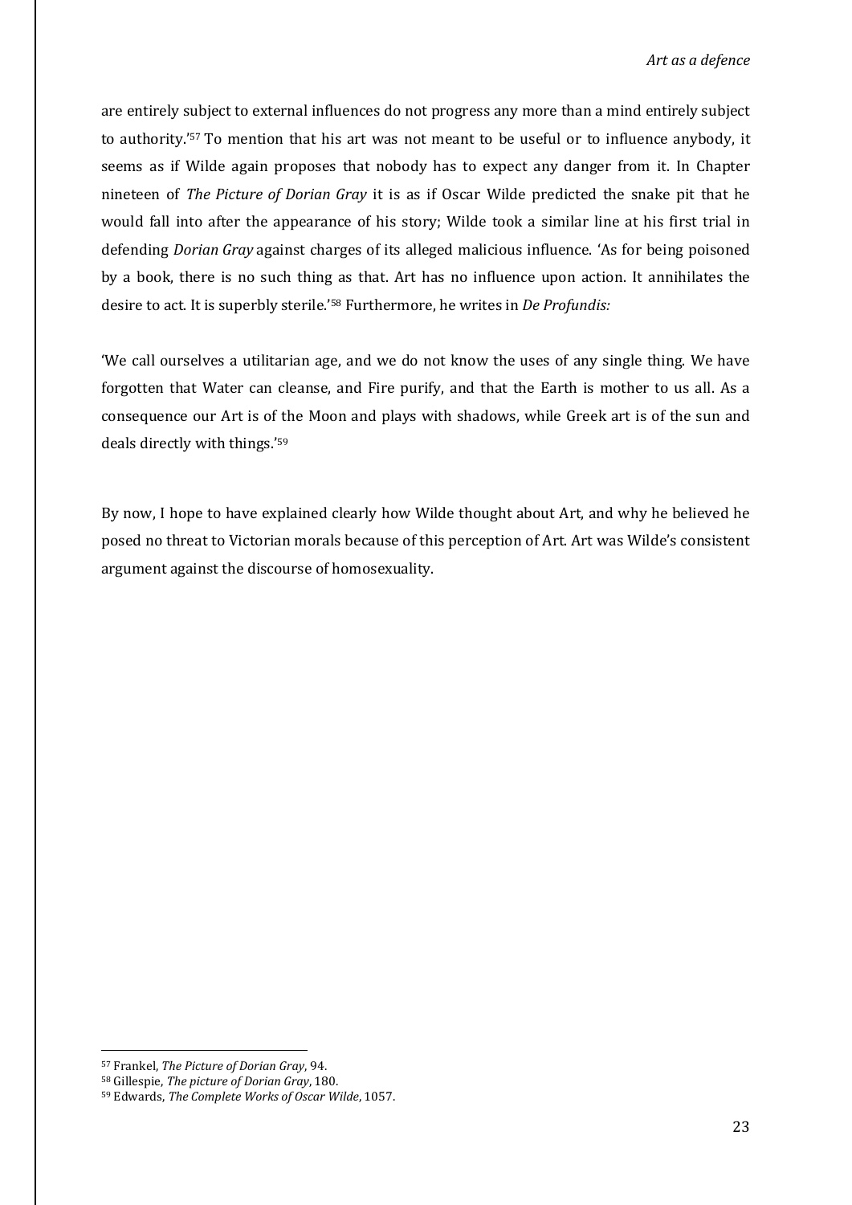are entirely subject to external influences do not progress any more than a mind entirely subject to authority.'[57] To mention that his art was not meant to be useful or to influence anybody, it seems as if Wilde again proposes that nobody has to expect any danger from it. In Chapter nineteen of *The Picture of Dorian Gray* it is as if Oscar Wilde predicted the snake pit that he would fall into after the appearance of his story; Wilde took a similar line at his first trial in defending *Dorian Gray* against charges of its alleged malicious influence. 'As for being poisoned by a book, there is no such thing as that. Art has no influence upon action. It annihilates the desire to act. It is superbly sterile.'[58] Furthermore, he writes in *De Profundis:*

'We call ourselves a utilitarian age, and we do not know the uses of any single thing. We have forgotten that Water can cleanse, and Fire purify, and that the Earth is mother to us all. As a consequence our Art is of the Moon and plays with shadows, while Greek art is of the sun and deals directly with things.'[59]

By now, I hope to have explained clearly how Wilde thought about Art, and why he believed he posed no threat to Victorian morals because of this perception of Art. Art was Wilde's consistent argument against the discourse of homosexuality.

---

[57] Frankel, *The Picture of Dorian Gray*, 94.

[58] Gillespie, *The picture of Dorian Gray*, 180.

[59] Edwards, *The Complete Works of Oscar Wilde*, 1057.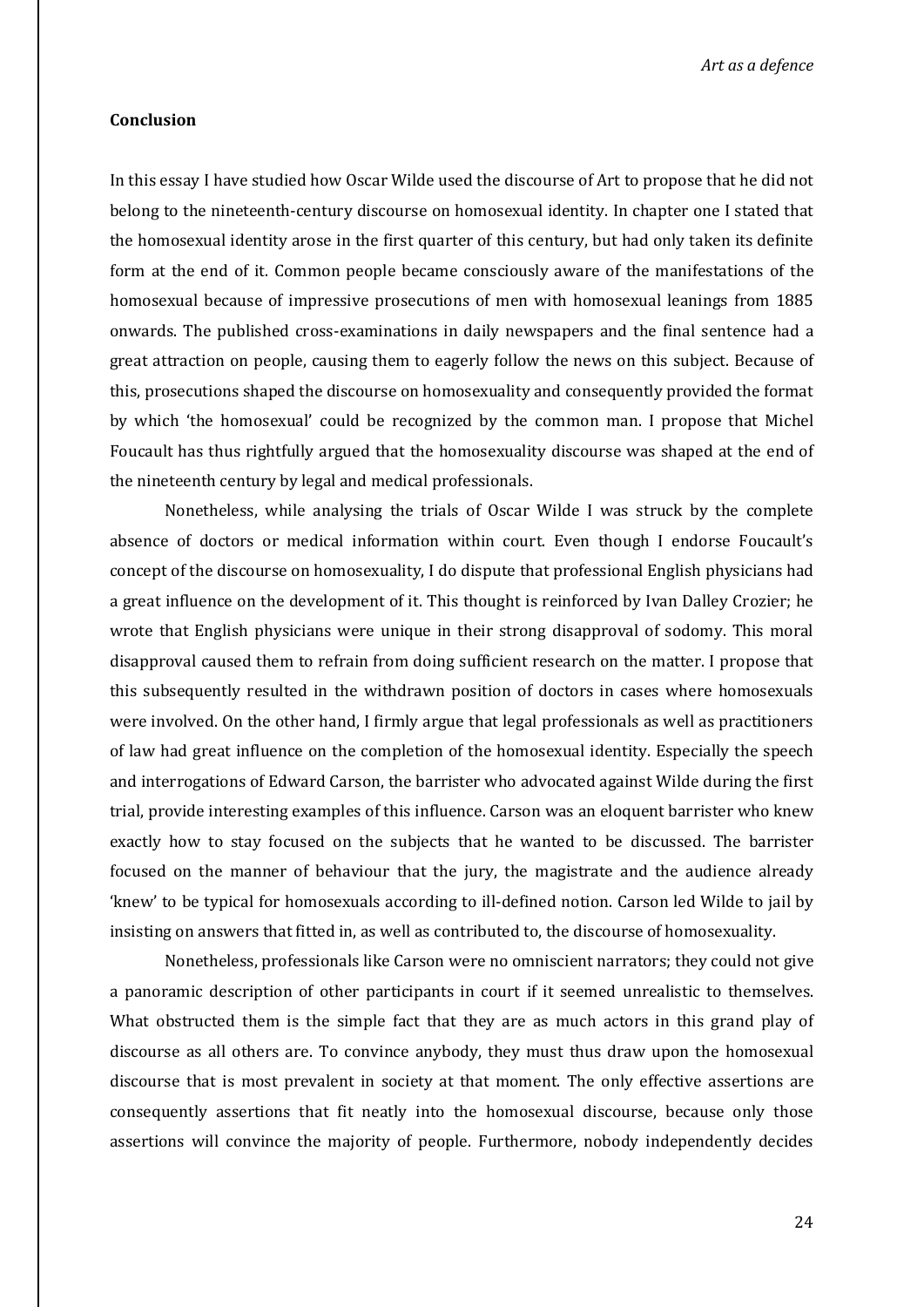## Conclusion

In this essay I have studied how Oscar Wilde used the discourse of Art to propose that he did not belong to the nineteenth-century discourse on homosexual identity. In chapter one I stated that the homosexual identity arose in the first quarter of this century, but had only taken its definite form at the end of it. Common people became consciously aware of the manifestations of the homosexual because of impressive prosecutions of men with homosexual leanings from 1885 onwards. The published cross-examinations in daily newspapers and the final sentence had a great attraction on people, causing them to eagerly follow the news on this subject. Because of this, prosecutions shaped the discourse on homosexuality and consequently provided the format by which 'the homosexual' could be recognized by the common man. I propose that Michel Foucault has thus rightfully argued that the homosexuality discourse was shaped at the end of the nineteenth century by legal and medical professionals.

Nonetheless, while analysing the trials of Oscar Wilde I was struck by the complete absence of doctors or medical information within court. Even though I endorse Foucault's concept of the discourse on homosexuality, I do dispute that professional English physicians had a great influence on the development of it. This thought is reinforced by Ivan Dalley Crozier; he wrote that English physicians were unique in their strong disapproval of sodomy. This moral disapproval caused them to refrain from doing sufficient research on the matter. I propose that this subsequently resulted in the withdrawn position of doctors in cases where homosexuals were involved. On the other hand, I firmly argue that legal professionals as well as practitioners of law had great influence on the completion of the homosexual identity. Especially the speech and interrogations of Edward Carson, the barrister who advocated against Wilde during the first trial, provide interesting examples of this influence. Carson was an eloquent barrister who knew exactly how to stay focused on the subjects that he wanted to be discussed. The barrister focused on the manner of behaviour that the jury, the magistrate and the audience already 'knew' to be typical for homosexuals according to ill-defined notion. Carson led Wilde to jail by insisting on answers that fitted in, as well as contributed to, the discourse of homosexuality.

Nonetheless, professionals like Carson were no omniscient narrators; they could not give a panoramic description of other participants in court if it seemed unrealistic to themselves. What obstructed them is the simple fact that they are as much actors in this grand play of discourse as all others are. To convince anybody, they must thus draw upon the homosexual discourse that is most prevalent in society at that moment. The only effective assertions are consequently assertions that fit neatly into the homosexual discourse, because only those assertions will convince the majority of people. Furthermore, nobody independently decides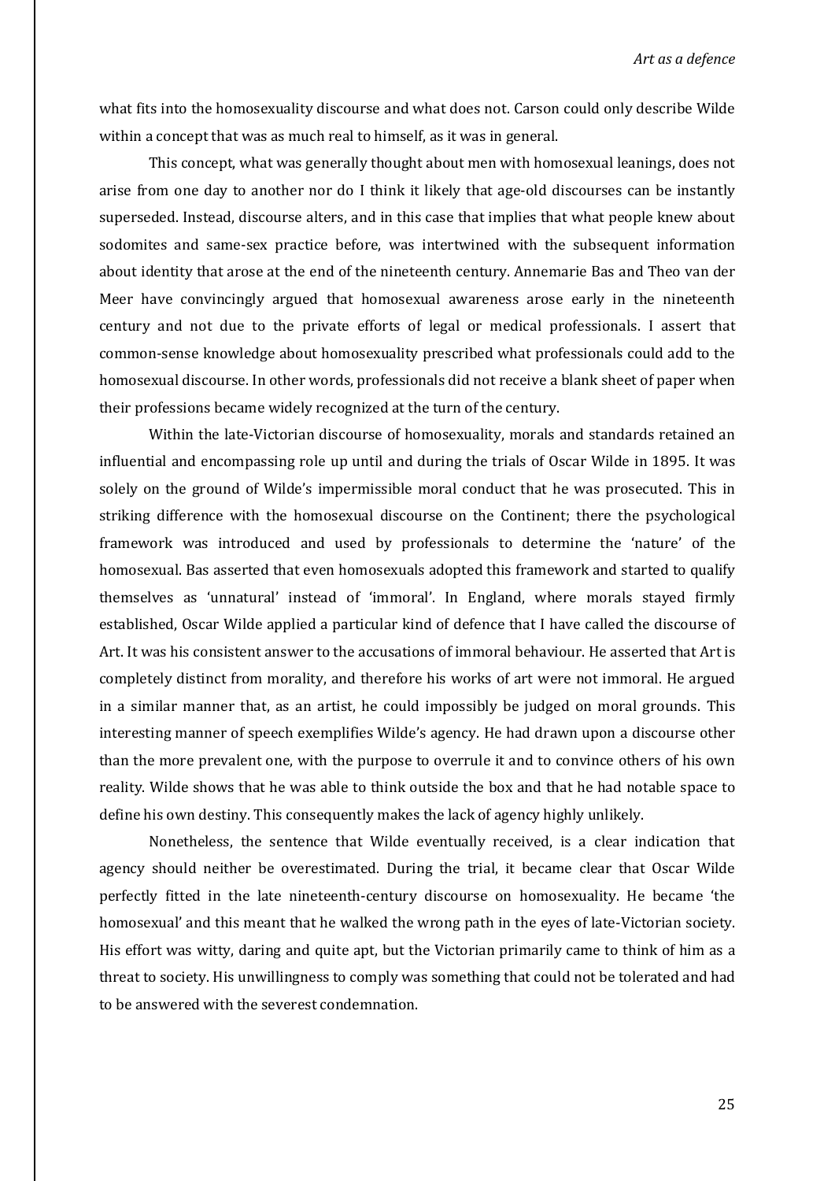what fits into the homosexuality discourse and what does not. Carson could only describe Wilde within a concept that was as much real to himself, as it was in general.

This concept, what was generally thought about men with homosexual leanings, does not arise from one day to another nor do I think it likely that age-old discourses can be instantly superseded. Instead, discourse alters, and in this case that implies that what people knew about sodomites and same-sex practice before, was intertwined with the subsequent information about identity that arose at the end of the nineteenth century. Annemarie Bas and Theo van der Meer have convincingly argued that homosexual awareness arose early in the nineteenth century and not due to the private efforts of legal or medical professionals. I assert that common-sense knowledge about homosexuality prescribed what professionals could add to the homosexual discourse. In other words, professionals did not receive a blank sheet of paper when their professions became widely recognized at the turn of the century.

Within the late-Victorian discourse of homosexuality, morals and standards retained an influential and encompassing role up until and during the trials of Oscar Wilde in 1895. It was solely on the ground of Wilde's impermissible moral conduct that he was prosecuted. This in striking difference with the homosexual discourse on the Continent; there the psychological framework was introduced and used by professionals to determine the 'nature' of the homosexual. Bas asserted that even homosexuals adopted this framework and started to qualify themselves as 'unnatural' instead of 'immoral'. In England, where morals stayed firmly established, Oscar Wilde applied a particular kind of defence that I have called the discourse of Art. It was his consistent answer to the accusations of immoral behaviour. He asserted that Art is completely distinct from morality, and therefore his works of art were not immoral. He argued in a similar manner that, as an artist, he could impossibly be judged on moral grounds. This interesting manner of speech exemplifies Wilde's agency. He had drawn upon a discourse other than the more prevalent one, with the purpose to overrule it and to convince others of his own reality. Wilde shows that he was able to think outside the box and that he had notable space to define his own destiny. This consequently makes the lack of agency highly unlikely.

Nonetheless, the sentence that Wilde eventually received, is a clear indication that agency should neither be overestimated. During the trial, it became clear that Oscar Wilde perfectly fitted in the late nineteenth-century discourse on homosexuality. He became 'the homosexual' and this meant that he walked the wrong path in the eyes of late-Victorian society. His effort was witty, daring and quite apt, but the Victorian primarily came to think of him as a threat to society. His unwillingness to comply was something that could not be tolerated and had to be answered with the severest condemnation.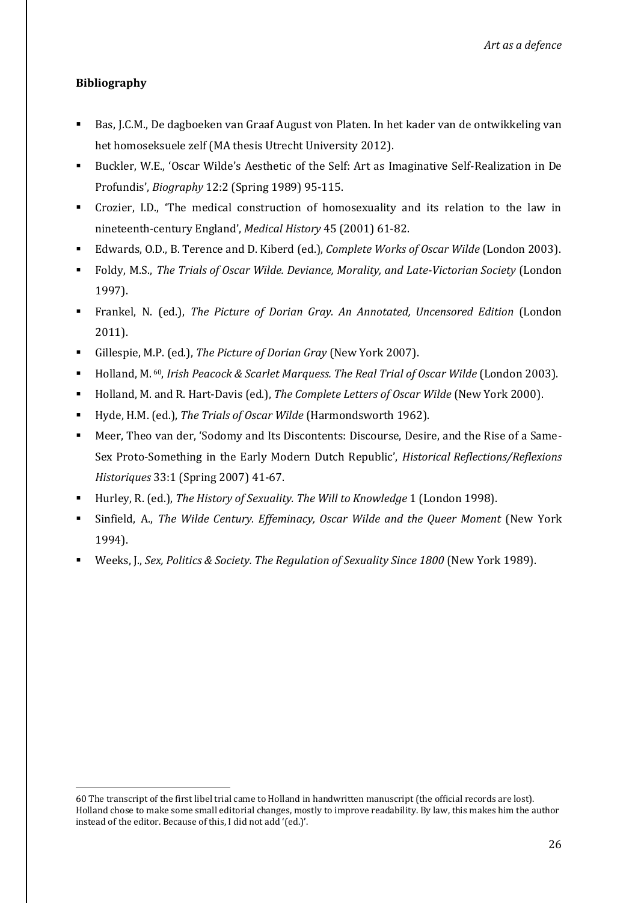**Bibliography**

- Bas, J.C.M., De dagboeken van Graaf August von Platen. In het kader van de ontwikkeling van het homoseksuele zelf (MA thesis Utrecht University 2012).
- Buckler, W.E., 'Oscar Wilde's Aesthetic of the Self: Art as Imaginative Self-Realization in De Profundis', *Biography* 12:2 (Spring 1989) 95-115.
- Crozier, I.D., 'The medical construction of homosexuality and its relation to the law in nineteenth-century England', *Medical History* 45 (2001) 61-82.
- Edwards, O.D., B. Terence and D. Kiberd (ed.), *Complete Works of Oscar Wilde* (London 2003).
- Foldy, M.S., *The Trials of Oscar Wilde. Deviance, Morality, and Late-Victorian Society* (London 1997).
- Frankel, N. (ed.), *The Picture of Dorian Gray. An Annotated, Uncensored Edition* (London 2011).
- Gillespie, M.P. (ed.), *The Picture of Dorian Gray* (New York 2007).
- Holland, M. [60], *Irish Peacock & Scarlet Marquess. The Real Trial of Oscar Wilde* (London 2003).
- Holland, M. and R. Hart-Davis (ed.), *The Complete Letters of Oscar Wilde* (New York 2000).
- Hyde, H.M. (ed.), *The Trials of Oscar Wilde* (Harmondsworth 1962).
- Meer, Theo van der, 'Sodomy and Its Discontents: Discourse, Desire, and the Rise of a Same-Sex Proto-Something in the Early Modern Dutch Republic', *Historical Reflections/Reflexions Historiques* 33:1 (Spring 2007) 41-67.
- Hurley, R. (ed.), *The History of Sexuality. The Will to Knowledge* 1 (London 1998).
- Sinfield, A., *The Wilde Century. Effeminacy, Oscar Wilde and the Queer Moment* (New York 1994).
- Weeks, J., *Sex, Politics & Society. The Regulation of Sexuality Since 1800* (New York 1989).

---

60 The transcript of the first libel trial came to Holland in handwritten manuscript (the official records are lost). Holland chose to make some small editorial changes, mostly to improve readability. By law, this makes him the author instead of the editor. Because of this, I did not add '(ed.)'.